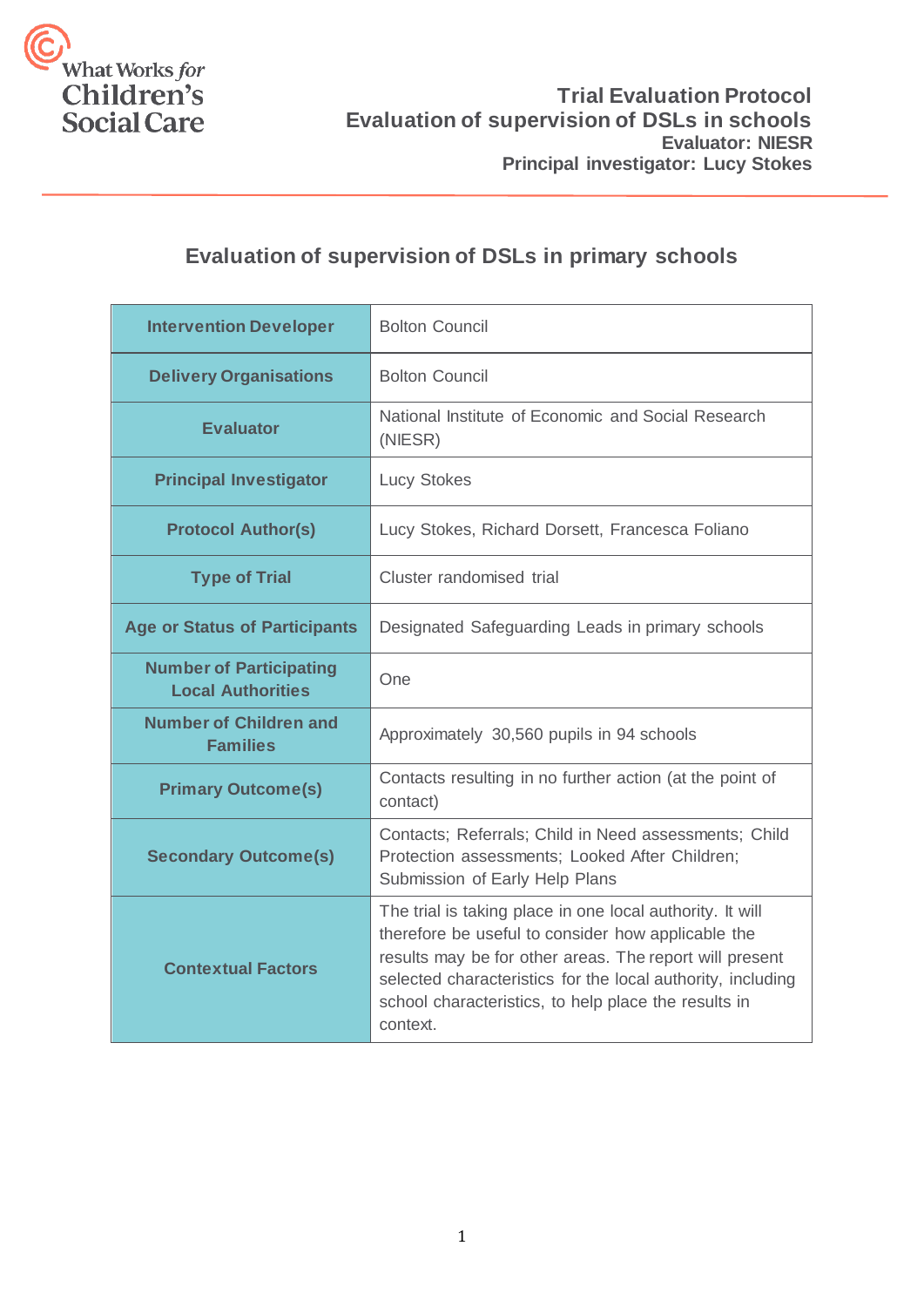What Works *for* Children's Social Care

**Trial Evaluation Protocol**
**Evaluation of supervision of DSLs in schools**
**Evaluator: NIESR**
**Principal investigator: Lucy Stokes**

# Evaluation of supervision of DSLs in primary schools

| | |
|---|---|
| **Intervention Developer** | Bolton Council |
| **Delivery Organisations** | Bolton Council |
| **Evaluator** | National Institute of Economic and Social Research (NIESR) |
| **Principal Investigator** | Lucy Stokes |
| **Protocol Author(s)** | Lucy Stokes, Richard Dorsett, Francesca Foliano |
| **Type of Trial** | Cluster randomised trial |
| **Age or Status of Participants** | Designated Safeguarding Leads in primary schools |
| **Number of Participating Local Authorities** | One |
| **Number of Children and Families** | Approximately 30,560 pupils in 94 schools |
| **Primary Outcome(s)** | Contacts resulting in no further action (at the point of contact) |
| **Secondary Outcome(s)** | Contacts; Referrals; Child in Need assessments; Child Protection assessments; Looked After Children; Submission of Early Help Plans |
| **Contextual Factors** | The trial is taking place in one local authority. It will therefore be useful to consider how applicable the results may be for other areas. The report will present selected characteristics for the local authority, including school characteristics, to help place the results in context. |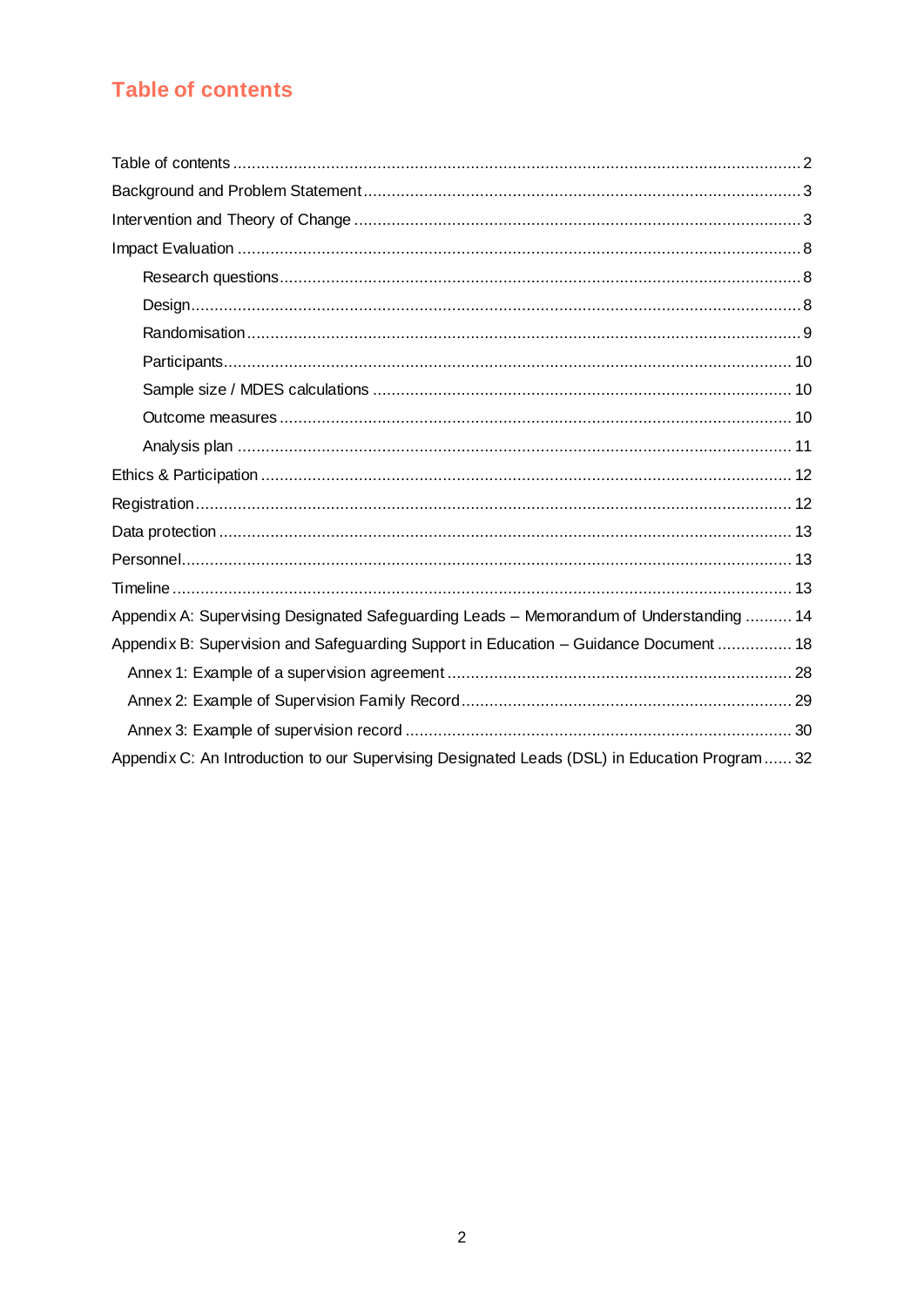# Table of contents

- Table of contents ..... 2
- Background and Problem Statement ..... 3
- Intervention and Theory of Change ..... 3
- Impact Evaluation ..... 8
  - Research questions ..... 8
  - Design ..... 8
  - Randomisation ..... 9
  - Participants ..... 10
  - Sample size / MDES calculations ..... 10
  - Outcome measures ..... 10
  - Analysis plan ..... 11
- Ethics & Participation ..... 12
- Registration ..... 12
- Data protection ..... 13
- Personnel ..... 13
- Timeline ..... 13
- Appendix A: Supervising Designated Safeguarding Leads – Memorandum of Understanding ..... 14
- Appendix B: Supervision and Safeguarding Support in Education – Guidance Document ..... 18
  - Annex 1: Example of a supervision agreement ..... 28
  - Annex 2: Example of Supervision Family Record ..... 29
  - Annex 3: Example of supervision record ..... 30
- Appendix C: An Introduction to our Supervising Designated Leads (DSL) in Education Program ..... 32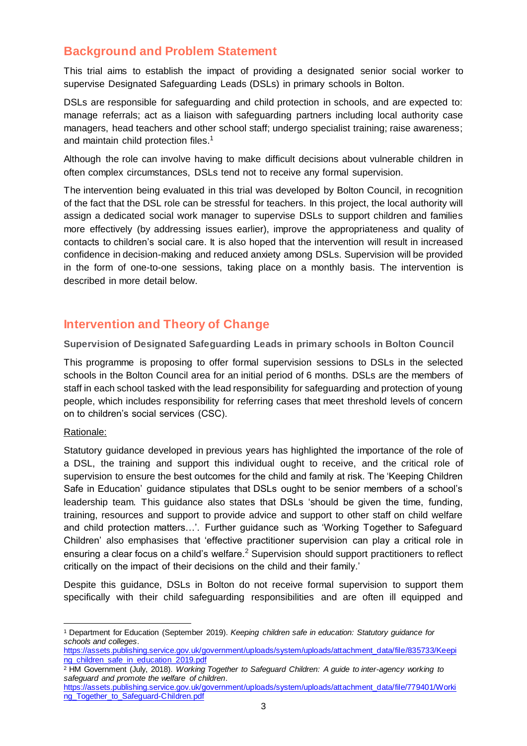## Background and Problem Statement

This trial aims to establish the impact of providing a designated senior social worker to supervise Designated Safeguarding Leads (DSLs) in primary schools in Bolton.

DSLs are responsible for safeguarding and child protection in schools, and are expected to: manage referrals; act as a liaison with safeguarding partners including local authority case managers, head teachers and other school staff; undergo specialist training; raise awareness; and maintain child protection files.[1]

Although the role can involve having to make difficult decisions about vulnerable children in often complex circumstances, DSLs tend not to receive any formal supervision.

The intervention being evaluated in this trial was developed by Bolton Council, in recognition of the fact that the DSL role can be stressful for teachers. In this project, the local authority will assign a dedicated social work manager to supervise DSLs to support children and families more effectively (by addressing issues earlier), improve the appropriateness and quality of contacts to children's social care. It is also hoped that the intervention will result in increased confidence in decision-making and reduced anxiety among DSLs. Supervision will be provided in the form of one-to-one sessions, taking place on a monthly basis. The intervention is described in more detail below.

## Intervention and Theory of Change

### Supervision of Designated Safeguarding Leads in primary schools in Bolton Council

This programme is proposing to offer formal supervision sessions to DSLs in the selected schools in the Bolton Council area for an initial period of 6 months. DSLs are the members of staff in each school tasked with the lead responsibility for safeguarding and protection of young people, which includes responsibility for referring cases that meet threshold levels of concern on to children's social services (CSC).

Rationale:

Statutory guidance developed in previous years has highlighted the importance of the role of a DSL, the training and support this individual ought to receive, and the critical role of supervision to ensure the best outcomes for the child and family at risk. The 'Keeping Children Safe in Education' guidance stipulates that DSLs ought to be senior members of a school's leadership team. This guidance also states that DSLs 'should be given the time, funding, training, resources and support to provide advice and support to other staff on child welfare and child protection matters…'. Further guidance such as 'Working Together to Safeguard Children' also emphasises that 'effective practitioner supervision can play a critical role in ensuring a clear focus on a child's welfare.[2] Supervision should support practitioners to reflect critically on the impact of their decisions on the child and their family.'

Despite this guidance, DSLs in Bolton do not receive formal supervision to support them specifically with their child safeguarding responsibilities and are often ill equipped and

---

[1] Department for Education (September 2019). *Keeping children safe in education: Statutory guidance for schools and colleges*. https://assets.publishing.service.gov.uk/government/uploads/system/uploads/attachment_data/file/835733/Keeping_children_safe_in_education_2019.pdf

[2] HM Government (July, 2018). *Working Together to Safeguard Children: A guide to inter-agency working to safeguard and promote the welfare of children*. https://assets.publishing.service.gov.uk/government/uploads/system/uploads/attachment_data/file/779401/Working_Together_to_Safeguard-Children.pdf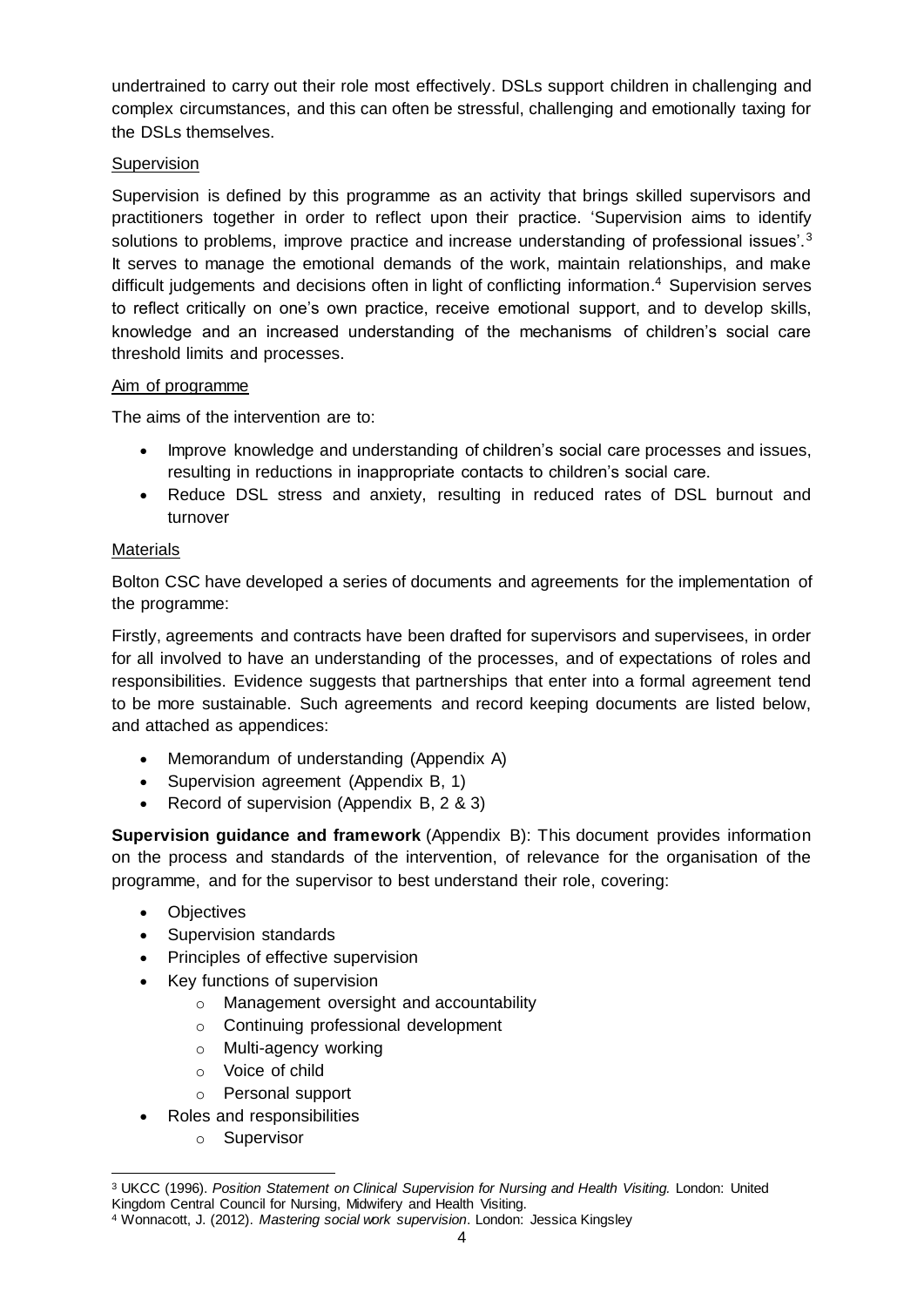undertrained to carry out their role most effectively. DSLs support children in challenging and complex circumstances, and this can often be stressful, challenging and emotionally taxing for the DSLs themselves.

### Supervision

Supervision is defined by this programme as an activity that brings skilled supervisors and practitioners together in order to reflect upon their practice. 'Supervision aims to identify solutions to problems, improve practice and increase understanding of professional issues'.[3] It serves to manage the emotional demands of the work, maintain relationships, and make difficult judgements and decisions often in light of conflicting information.[4] Supervision serves to reflect critically on one's own practice, receive emotional support, and to develop skills, knowledge and an increased understanding of the mechanisms of children's social care threshold limits and processes.

### Aim of programme

The aims of the intervention are to:

- Improve knowledge and understanding of children's social care processes and issues, resulting in reductions in inappropriate contacts to children's social care.
- Reduce DSL stress and anxiety, resulting in reduced rates of DSL burnout and turnover

### Materials

Bolton CSC have developed a series of documents and agreements for the implementation of the programme:

Firstly, agreements and contracts have been drafted for supervisors and supervisees, in order for all involved to have an understanding of the processes, and of expectations of roles and responsibilities. Evidence suggests that partnerships that enter into a formal agreement tend to be more sustainable. Such agreements and record keeping documents are listed below, and attached as appendices:

- Memorandum of understanding (Appendix A)
- Supervision agreement (Appendix B, 1)
- Record of supervision (Appendix B, 2 & 3)

**Supervision guidance and framework** (Appendix B): This document provides information on the process and standards of the intervention, of relevance for the organisation of the programme, and for the supervisor to best understand their role, covering:

- Objectives
- Supervision standards
- Principles of effective supervision
- Key functions of supervision
  - Management oversight and accountability
  - Continuing professional development
  - Multi-agency working
  - Voice of child
  - Personal support
- Roles and responsibilities
  - Supervisor

---

[3] UKCC (1996). *Position Statement on Clinical Supervision for Nursing and Health Visiting.* London: United Kingdom Central Council for Nursing, Midwifery and Health Visiting.

[4] Wonnacott, J. (2012). *Mastering social work supervision*. London: Jessica Kingsley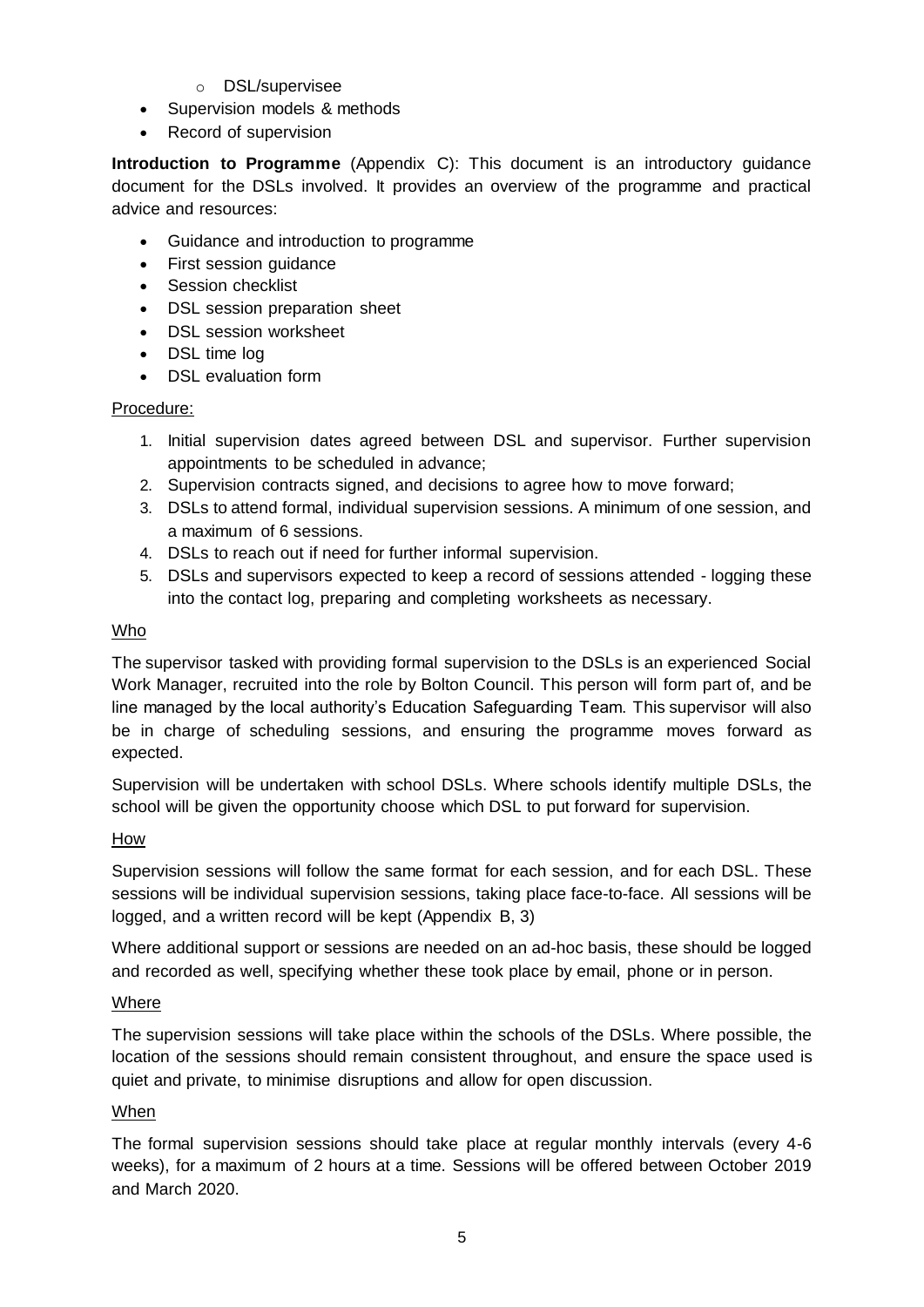- DSL/supervisee
- Supervision models & methods
- Record of supervision

**Introduction to Programme** (Appendix C): This document is an introductory guidance document for the DSLs involved. It provides an overview of the programme and practical advice and resources:

- Guidance and introduction to programme
- First session guidance
- Session checklist
- DSL session preparation sheet
- DSL session worksheet
- DSL time log
- DSL evaluation form

<u>Procedure:</u>

1. Initial supervision dates agreed between DSL and supervisor. Further supervision appointments to be scheduled in advance;
2. Supervision contracts signed, and decisions to agree how to move forward;
3. DSLs to attend formal, individual supervision sessions. A minimum of one session, and a maximum of 6 sessions.
4. DSLs to reach out if need for further informal supervision.
5. DSLs and supervisors expected to keep a record of sessions attended - logging these into the contact log, preparing and completing worksheets as necessary.

<u>Who</u>

The supervisor tasked with providing formal supervision to the DSLs is an experienced Social Work Manager, recruited into the role by Bolton Council. This person will form part of, and be line managed by the local authority's Education Safeguarding Team. This supervisor will also be in charge of scheduling sessions, and ensuring the programme moves forward as expected.

Supervision will be undertaken with school DSLs. Where schools identify multiple DSLs, the school will be given the opportunity choose which DSL to put forward for supervision.

<u>How</u>

Supervision sessions will follow the same format for each session, and for each DSL. These sessions will be individual supervision sessions, taking place face-to-face. All sessions will be logged, and a written record will be kept (Appendix B, 3)

Where additional support or sessions are needed on an ad-hoc basis, these should be logged and recorded as well, specifying whether these took place by email, phone or in person.

<u>Where</u>

The supervision sessions will take place within the schools of the DSLs. Where possible, the location of the sessions should remain consistent throughout, and ensure the space used is quiet and private, to minimise disruptions and allow for open discussion.

<u>When</u>

The formal supervision sessions should take place at regular monthly intervals (every 4-6 weeks), for a maximum of 2 hours at a time. Sessions will be offered between October 2019 and March 2020.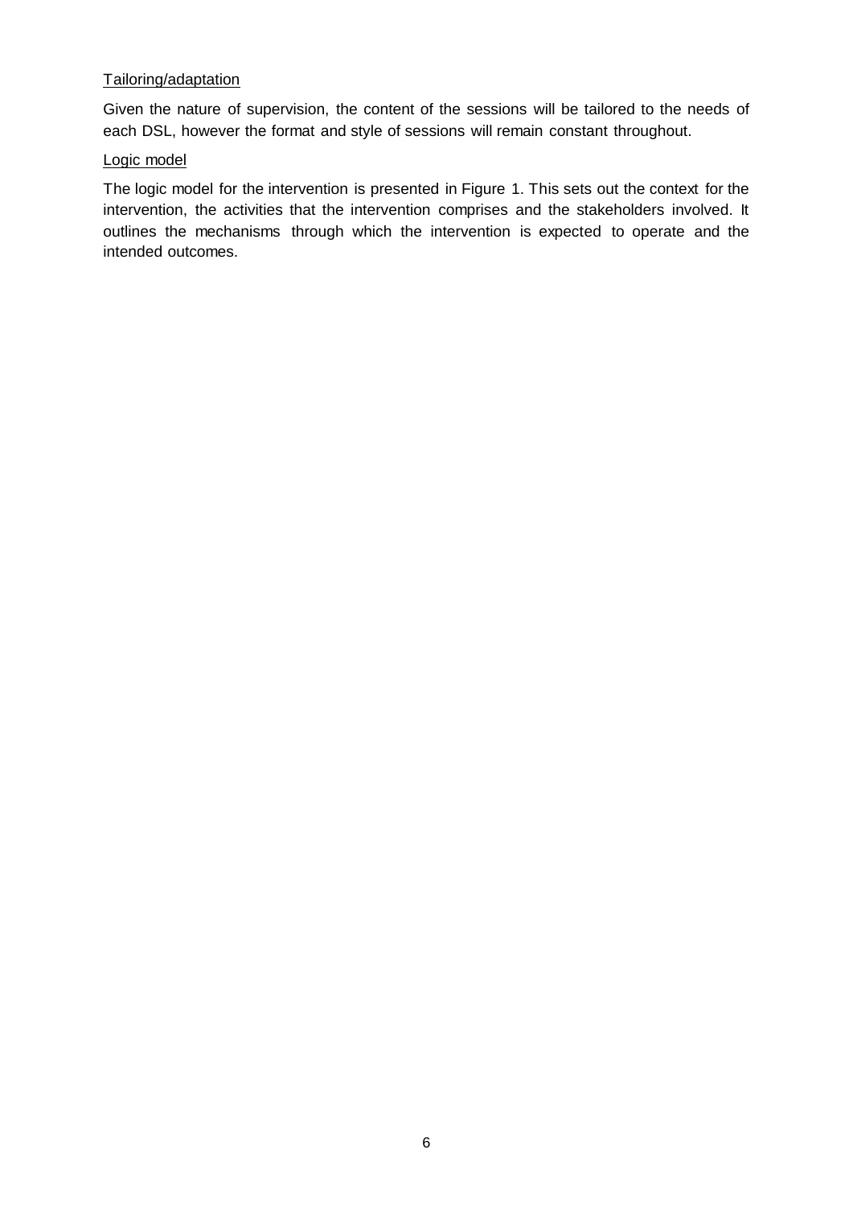Tailoring/adaptation

Given the nature of supervision, the content of the sessions will be tailored to the needs of each DSL, however the format and style of sessions will remain constant throughout.

Logic model

The logic model for the intervention is presented in Figure 1. This sets out the context for the intervention, the activities that the intervention comprises and the stakeholders involved. It outlines the mechanisms through which the intervention is expected to operate and the intended outcomes.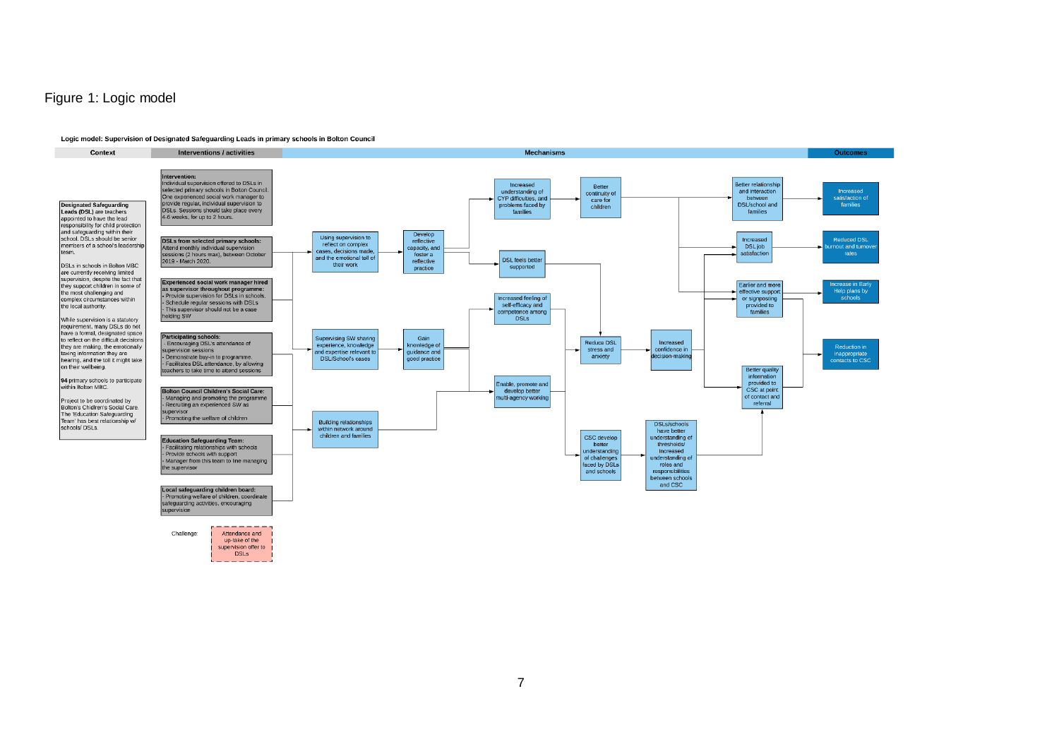Figure 1: Logic model

**Logic model: Supervision of Designated Safeguarding Leads in primary schools in Bolton Council**

| Context | Interventions / activities | Mechanisms | Outcomes |
|---|---|---|---|

**Context**

**Designated Safeguarding Leads (DSL)** are teachers appointed to have the lead responsibility for child protection and safeguarding within their school. DSLs should be senior members of a school's leadership team.

DSLs in schools in Bolton MBC are currently receiving limited supervision, despite the fact that they support children in some of the most challenging and complex circumstances within the local authority.

While supervision is a statutory requirement, many DSLs do not have a formal, designated space to reflect on the difficult decisions they are making, the emotionally taxing information they are hearing, and the toll it might take on their wellbeing.

**94** primary schools to participate within Bolton MBC.

Project to be coordinated by Bolton's Children's Social Care. The 'Education Safeguarding Team' has best relationship w/ schools/ DSLs.

**Interventions / activities**

**Intervention:**
Individual supervision offered to DSLs in selected primary schools in Bolton Council. One experienced social work manager to provide regular, individual supervision to DSLs. Sessions should take place every 4-6 weeks, for up to 2 hours.

**DSLs from selected primary schools:**
Attend monthly individual supervision sessions (2 hours max), between October 2019 - March 2020.

**Experienced social work manager hired as supervisor throughout programme:**
- Provide supervision for DSLs in schools.
- Schedule regular sessions with DSLs
- This supervisor should not be a case holding SW

**Participating schools:**
- Encouraging DSL's attendance of supervision sessions
- Demonstrate buy-in to programme.
- Facilitates DSL attendance, by allowing teachers to take time to attend sessions

**Bolton Council Children's Social Care:**
- Managing and promoting the programme
- Recruiting an experienced SW as supervisor
- Promoting the welfare of children

**Education Safeguarding Team:**
- Facilitating relationships with schools
- Provide schools with support
- Manager from this team to line managing the supervisor

**Local safeguarding children board:**
- Promoting welfare of children, coordinate safeguarding activities, encouraging supervision

Challenge: Attendance and up-take of the supervision offer to DSLs

**Mechanisms**

- Using supervision to reflect on complex cases, decisions made, and the emotional toll of their work → Develop reflective capacity, and foster a reflective practice
- Supervising SW sharing experience, knowledge and expertise relevant to DSL/School's cases → Gain knowledge of guidance and good practice
- Building relationships within network around children and families
- Increased understanding of CYP difficulties, and problems faced by families → Better continuity of care for children
- DSL feels better supported
- Increased feeling of self-efficacy and competence among DSLs
- Enable, promote and develop better multi-agency working
- Reduce DSL stress and anxiety → Increased confidence in decision-making
- CSC develop better understanding of challenges faced by DSLs and schools
- DSLs/schools have better understanding of thresholds/ increased understanding of roles and responsibilities between schools and CSC
- Better relationship and interaction between DSL/school and families
- Increased DSL job satisfaction
- Earlier and more effective support or signposting provided to families
- Better quality information provided to CSC at point of contact and referral

**Outcomes**

- Increased satisfaction of families
- Reduced DSL burnout and turnover rates
- Increase in Early Help plans by schools
- Reduction in inappropriate contacts to CSC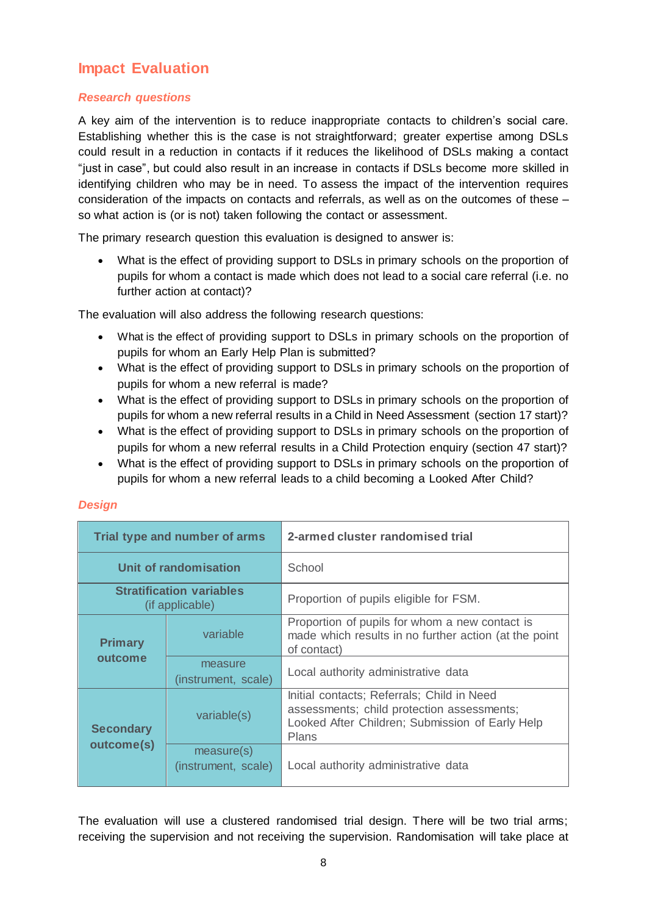## Impact Evaluation

### Research questions

A key aim of the intervention is to reduce inappropriate contacts to children's social care. Establishing whether this is the case is not straightforward; greater expertise among DSLs could result in a reduction in contacts if it reduces the likelihood of DSLs making a contact "just in case", but could also result in an increase in contacts if DSLs become more skilled in identifying children who may be in need. To assess the impact of the intervention requires consideration of the impacts on contacts and referrals, as well as on the outcomes of these – so what action is (or is not) taken following the contact or assessment.

The primary research question this evaluation is designed to answer is:

- What is the effect of providing support to DSLs in primary schools on the proportion of pupils for whom a contact is made which does not lead to a social care referral (i.e. no further action at contact)?

The evaluation will also address the following research questions:

- What is the effect of providing support to DSLs in primary schools on the proportion of pupils for whom an Early Help Plan is submitted?
- What is the effect of providing support to DSLs in primary schools on the proportion of pupils for whom a new referral is made?
- What is the effect of providing support to DSLs in primary schools on the proportion of pupils for whom a new referral results in a Child in Need Assessment (section 17 start)?
- What is the effect of providing support to DSLs in primary schools on the proportion of pupils for whom a new referral results in a Child Protection enquiry (section 47 start)?
- What is the effect of providing support to DSLs in primary schools on the proportion of pupils for whom a new referral leads to a child becoming a Looked After Child?

### Design

| Trial type and number of arms | | 2-armed cluster randomised trial |
|---|---|---|
| Unit of randomisation | | School |
| Stratification variables (if applicable) | | Proportion of pupils eligible for FSM. |
| Primary outcome | variable | Proportion of pupils for whom a new contact is made which results in no further action (at the point of contact) |
| | measure (instrument, scale) | Local authority administrative data |
| Secondary outcome(s) | variable(s) | Initial contacts; Referrals; Child in Need assessments; child protection assessments; Looked After Children; Submission of Early Help Plans |
| | measure(s) (instrument, scale) | Local authority administrative data |

The evaluation will use a clustered randomised trial design. There will be two trial arms; receiving the supervision and not receiving the supervision. Randomisation will take place at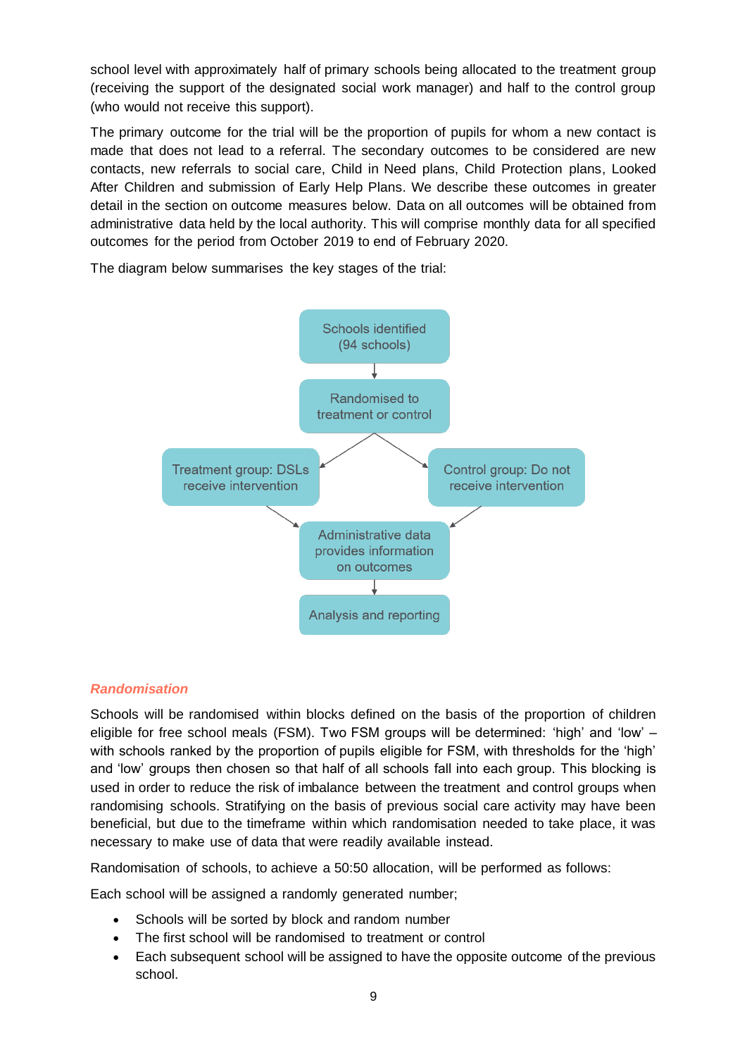school level with approximately half of primary schools being allocated to the treatment group (receiving the support of the designated social work manager) and half to the control group (who would not receive this support).

The primary outcome for the trial will be the proportion of pupils for whom a new contact is made that does not lead to a referral. The secondary outcomes to be considered are new contacts, new referrals to social care, Child in Need plans, Child Protection plans, Looked After Children and submission of Early Help Plans. We describe these outcomes in greater detail in the section on outcome measures below. Data on all outcomes will be obtained from administrative data held by the local authority. This will comprise monthly data for all specified outcomes for the period from October 2019 to end of February 2020.

The diagram below summarises the key stages of the trial:

Schools identified (94 schools)

Randomised to treatment or control

Treatment group: DSLs receive intervention

Control group: Do not receive intervention

Administrative data provides information on outcomes

Analysis and reporting

### *Randomisation*

Schools will be randomised within blocks defined on the basis of the proportion of children eligible for free school meals (FSM). Two FSM groups will be determined: 'high' and 'low' – with schools ranked by the proportion of pupils eligible for FSM, with thresholds for the 'high' and 'low' groups then chosen so that half of all schools fall into each group. This blocking is used in order to reduce the risk of imbalance between the treatment and control groups when randomising schools. Stratifying on the basis of previous social care activity may have been beneficial, but due to the timeframe within which randomisation needed to take place, it was necessary to make use of data that were readily available instead.

Randomisation of schools, to achieve a 50:50 allocation, will be performed as follows:

Each school will be assigned a randomly generated number;

- Schools will be sorted by block and random number
- The first school will be randomised to treatment or control
- Each subsequent school will be assigned to have the opposite outcome of the previous school.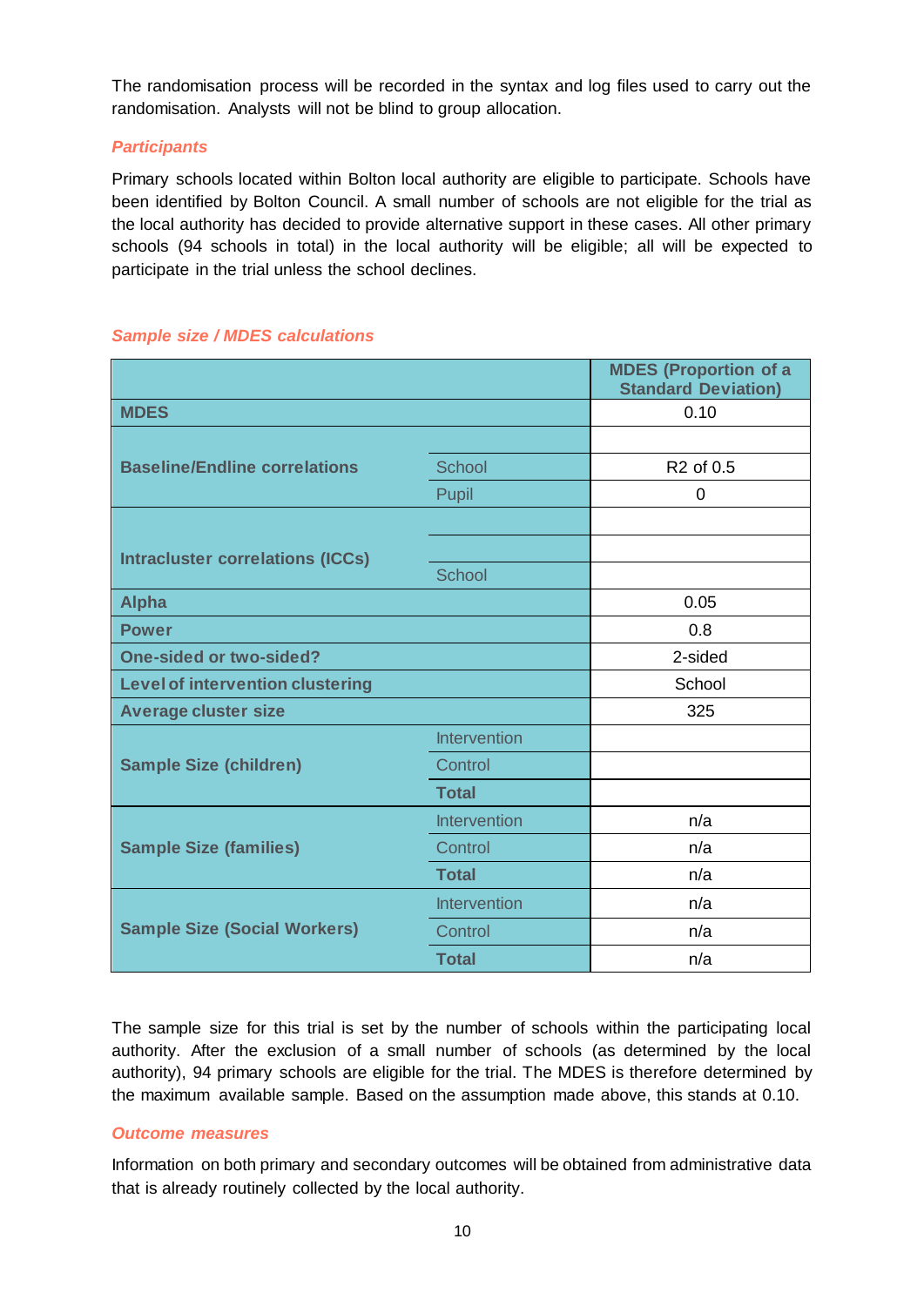The randomisation process will be recorded in the syntax and log files used to carry out the randomisation. Analysts will not be blind to group allocation.

### *Participants*

Primary schools located within Bolton local authority are eligible to participate. Schools have been identified by Bolton Council. A small number of schools are not eligible for the trial as the local authority has decided to provide alternative support in these cases. All other primary schools (94 schools in total) in the local authority will be eligible; all will be expected to participate in the trial unless the school declines.

### *Sample size / MDES calculations*

| | | MDES (Proportion of a Standard Deviation) |
|---|---|---|
| **MDES** | | 0.10 |
| **Baseline/Endline correlations** | | |
| | School | R2 of 0.5 |
| | Pupil | 0 |
| **Intracluster correlations (ICCs)** | | |
| | | |
| | School | |
| **Alpha** | | 0.05 |
| **Power** | | 0.8 |
| **One-sided or two-sided?** | | 2-sided |
| **Level of intervention clustering** | | School |
| **Average cluster size** | | 325 |
| **Sample Size (children)** | Intervention | |
| | Control | |
| | **Total** | |
| **Sample Size (families)** | Intervention | n/a |
| | Control | n/a |
| | **Total** | n/a |
| **Sample Size (Social Workers)** | Intervention | n/a |
| | Control | n/a |
| | **Total** | n/a |

The sample size for this trial is set by the number of schools within the participating local authority. After the exclusion of a small number of schools (as determined by the local authority), 94 primary schools are eligible for the trial. The MDES is therefore determined by the maximum available sample. Based on the assumption made above, this stands at 0.10.

### *Outcome measures*

Information on both primary and secondary outcomes will be obtained from administrative data that is already routinely collected by the local authority.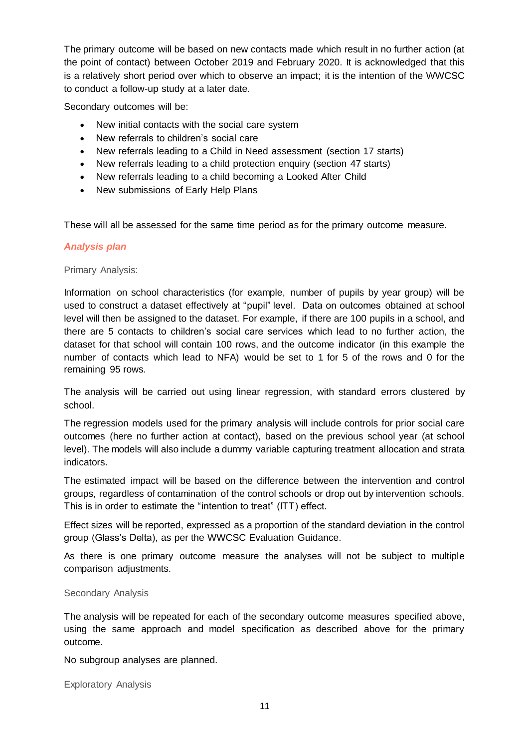The primary outcome will be based on new contacts made which result in no further action (at the point of contact) between October 2019 and February 2020. It is acknowledged that this is a relatively short period over which to observe an impact; it is the intention of the WWCSC to conduct a follow-up study at a later date.

Secondary outcomes will be:

- New initial contacts with the social care system
- New referrals to children's social care
- New referrals leading to a Child in Need assessment (section 17 starts)
- New referrals leading to a child protection enquiry (section 47 starts)
- New referrals leading to a child becoming a Looked After Child
- New submissions of Early Help Plans

These will all be assessed for the same time period as for the primary outcome measure.

### *Analysis plan*

#### Primary Analysis:

Information on school characteristics (for example, number of pupils by year group) will be used to construct a dataset effectively at "pupil" level. Data on outcomes obtained at school level will then be assigned to the dataset. For example, if there are 100 pupils in a school, and there are 5 contacts to children's social care services which lead to no further action, the dataset for that school will contain 100 rows, and the outcome indicator (in this example the number of contacts which lead to NFA) would be set to 1 for 5 of the rows and 0 for the remaining 95 rows.

The analysis will be carried out using linear regression, with standard errors clustered by school.

The regression models used for the primary analysis will include controls for prior social care outcomes (here no further action at contact), based on the previous school year (at school level). The models will also include a dummy variable capturing treatment allocation and strata indicators.

The estimated impact will be based on the difference between the intervention and control groups, regardless of contamination of the control schools or drop out by intervention schools. This is in order to estimate the "intention to treat" (ITT) effect.

Effect sizes will be reported, expressed as a proportion of the standard deviation in the control group (Glass's Delta), as per the WWCSC Evaluation Guidance.

As there is one primary outcome measure the analyses will not be subject to multiple comparison adjustments.

#### Secondary Analysis

The analysis will be repeated for each of the secondary outcome measures specified above, using the same approach and model specification as described above for the primary outcome.

No subgroup analyses are planned.

#### Exploratory Analysis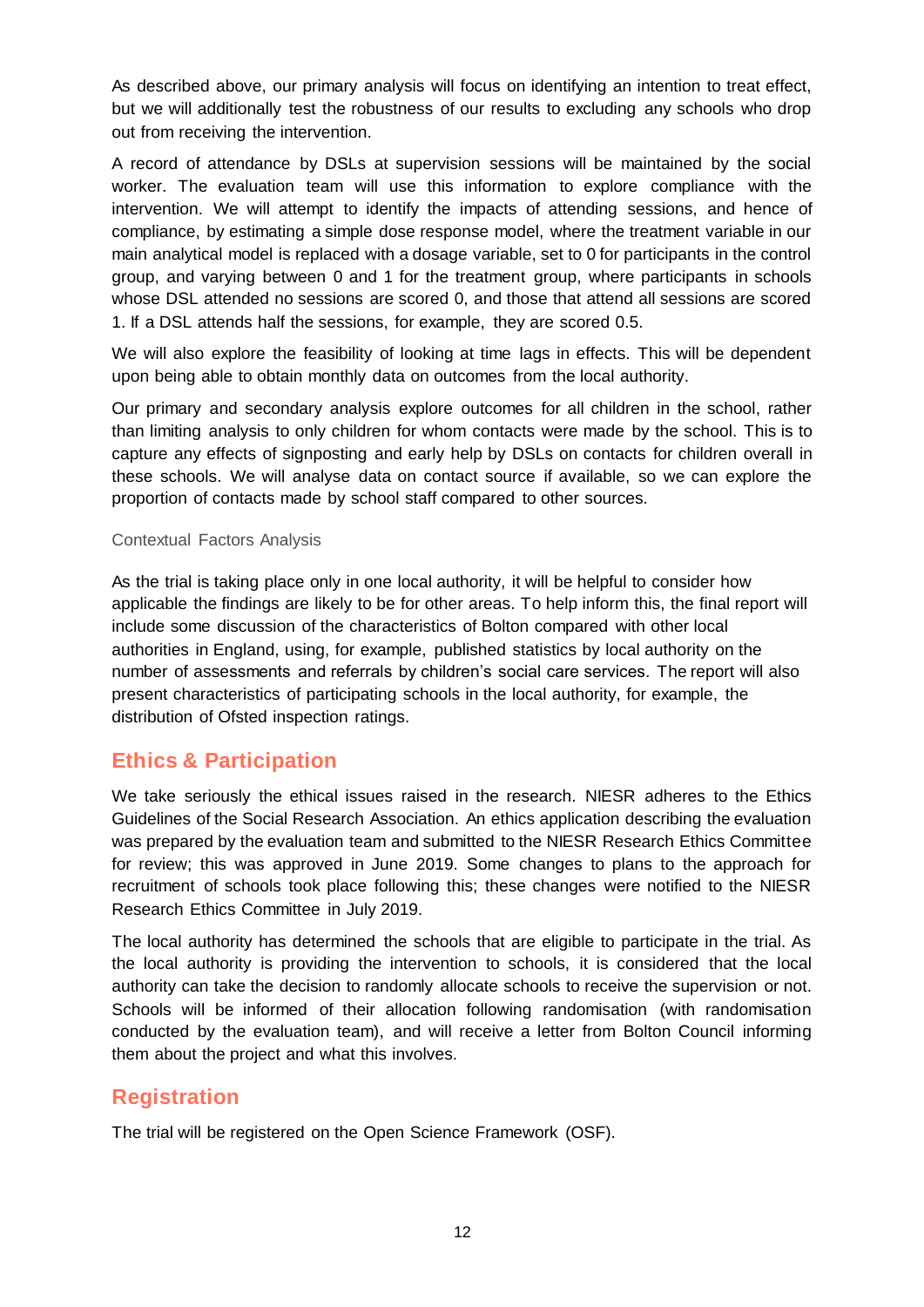As described above, our primary analysis will focus on identifying an intention to treat effect, but we will additionally test the robustness of our results to excluding any schools who drop out from receiving the intervention.

A record of attendance by DSLs at supervision sessions will be maintained by the social worker. The evaluation team will use this information to explore compliance with the intervention. We will attempt to identify the impacts of attending sessions, and hence of compliance, by estimating a simple dose response model, where the treatment variable in our main analytical model is replaced with a dosage variable, set to 0 for participants in the control group, and varying between 0 and 1 for the treatment group, where participants in schools whose DSL attended no sessions are scored 0, and those that attend all sessions are scored 1. If a DSL attends half the sessions, for example, they are scored 0.5.

We will also explore the feasibility of looking at time lags in effects. This will be dependent upon being able to obtain monthly data on outcomes from the local authority.

Our primary and secondary analysis explore outcomes for all children in the school, rather than limiting analysis to only children for whom contacts were made by the school. This is to capture any effects of signposting and early help by DSLs on contacts for children overall in these schools. We will analyse data on contact source if available, so we can explore the proportion of contacts made by school staff compared to other sources.

### Contextual Factors Analysis

As the trial is taking place only in one local authority, it will be helpful to consider how applicable the findings are likely to be for other areas. To help inform this, the final report will include some discussion of the characteristics of Bolton compared with other local authorities in England, using, for example, published statistics by local authority on the number of assessments and referrals by children's social care services. The report will also present characteristics of participating schools in the local authority, for example, the distribution of Ofsted inspection ratings.

## Ethics & Participation

We take seriously the ethical issues raised in the research. NIESR adheres to the Ethics Guidelines of the Social Research Association. An ethics application describing the evaluation was prepared by the evaluation team and submitted to the NIESR Research Ethics Committee for review; this was approved in June 2019. Some changes to plans to the approach for recruitment of schools took place following this; these changes were notified to the NIESR Research Ethics Committee in July 2019.

The local authority has determined the schools that are eligible to participate in the trial. As the local authority is providing the intervention to schools, it is considered that the local authority can take the decision to randomly allocate schools to receive the supervision or not. Schools will be informed of their allocation following randomisation (with randomisation conducted by the evaluation team), and will receive a letter from Bolton Council informing them about the project and what this involves.

## Registration

The trial will be registered on the Open Science Framework (OSF).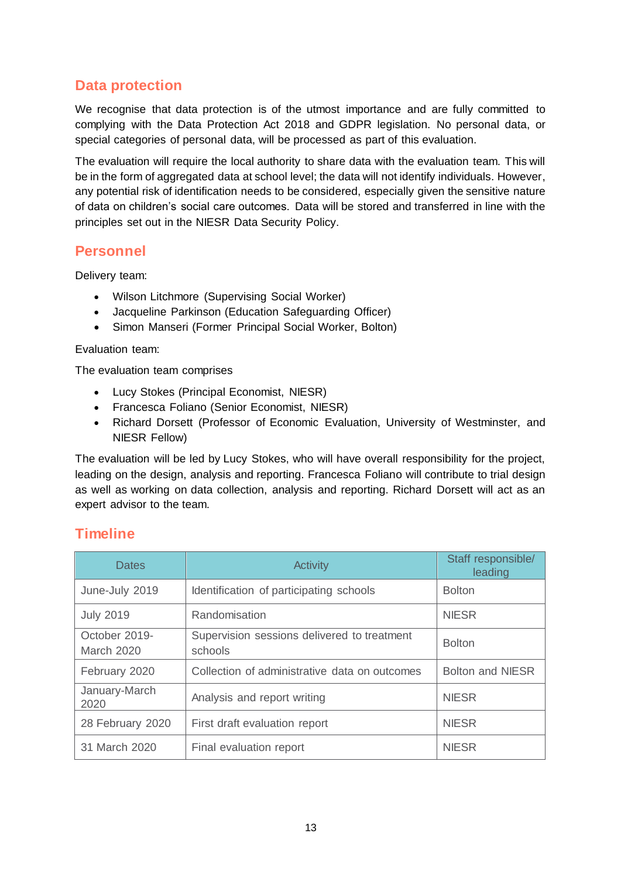## Data protection

We recognise that data protection is of the utmost importance and are fully committed to complying with the Data Protection Act 2018 and GDPR legislation. No personal data, or special categories of personal data, will be processed as part of this evaluation.

The evaluation will require the local authority to share data with the evaluation team. This will be in the form of aggregated data at school level; the data will not identify individuals. However, any potential risk of identification needs to be considered, especially given the sensitive nature of data on children's social care outcomes. Data will be stored and transferred in line with the principles set out in the NIESR Data Security Policy.

## Personnel

Delivery team:

- Wilson Litchmore (Supervising Social Worker)
- Jacqueline Parkinson (Education Safeguarding Officer)
- Simon Manseri (Former Principal Social Worker, Bolton)

Evaluation team:

The evaluation team comprises

- Lucy Stokes (Principal Economist, NIESR)
- Francesca Foliano (Senior Economist, NIESR)
- Richard Dorsett (Professor of Economic Evaluation, University of Westminster, and NIESR Fellow)

The evaluation will be led by Lucy Stokes, who will have overall responsibility for the project, leading on the design, analysis and reporting. Francesca Foliano will contribute to trial design as well as working on data collection, analysis and reporting. Richard Dorsett will act as an expert advisor to the team.

## Timeline

| Dates | Activity | Staff responsible/ leading |
| --- | --- | --- |
| June-July 2019 | Identification of participating schools | Bolton |
| July 2019 | Randomisation | NIESR |
| October 2019-March 2020 | Supervision sessions delivered to treatment schools | Bolton |
| February 2020 | Collection of administrative data on outcomes | Bolton and NIESR |
| January-March 2020 | Analysis and report writing | NIESR |
| 28 February 2020 | First draft evaluation report | NIESR |
| 31 March 2020 | Final evaluation report | NIESR |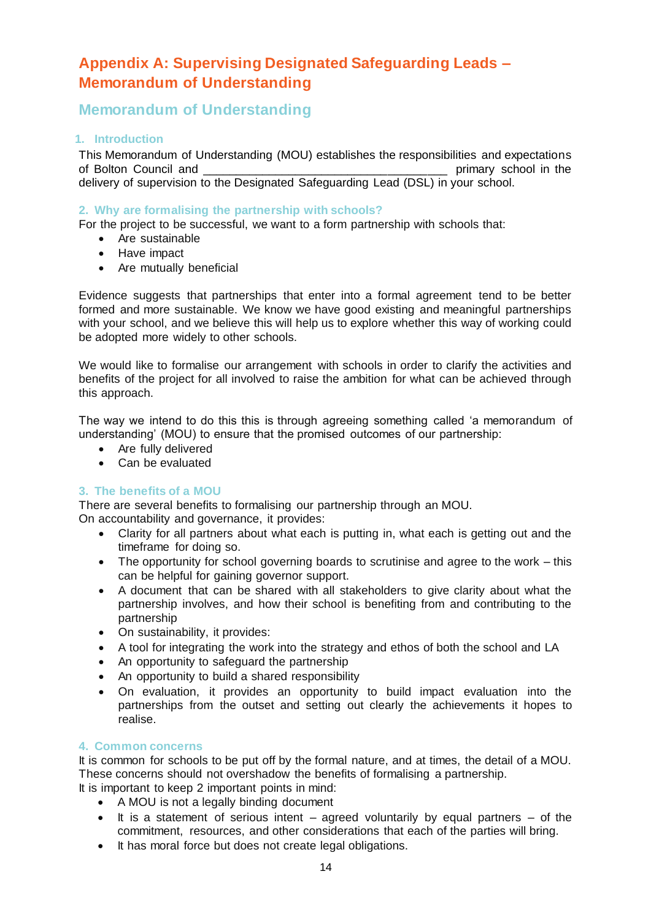# Appendix A: Supervising Designated Safeguarding Leads – Memorandum of Understanding

## Memorandum of Understanding

### 1. Introduction

This Memorandum of Understanding (MOU) establishes the responsibilities and expectations of Bolton Council and ____________________________________ primary school in the delivery of supervision to the Designated Safeguarding Lead (DSL) in your school.

### 2. Why are formalising the partnership with schools?

For the project to be successful, we want to a form partnership with schools that:

- Are sustainable
- Have impact
- Are mutually beneficial

Evidence suggests that partnerships that enter into a formal agreement tend to be better formed and more sustainable. We know we have good existing and meaningful partnerships with your school, and we believe this will help us to explore whether this way of working could be adopted more widely to other schools.

We would like to formalise our arrangement with schools in order to clarify the activities and benefits of the project for all involved to raise the ambition for what can be achieved through this approach.

The way we intend to do this this is through agreeing something called 'a memorandum of understanding' (MOU) to ensure that the promised outcomes of our partnership:

- Are fully delivered
- Can be evaluated

### 3. The benefits of a MOU

There are several benefits to formalising our partnership through an MOU.
On accountability and governance, it provides:

- Clarity for all partners about what each is putting in, what each is getting out and the timeframe for doing so.
- The opportunity for school governing boards to scrutinise and agree to the work – this can be helpful for gaining governor support.
- A document that can be shared with all stakeholders to give clarity about what the partnership involves, and how their school is benefiting from and contributing to the partnership
- On sustainability, it provides:
- A tool for integrating the work into the strategy and ethos of both the school and LA
- An opportunity to safeguard the partnership
- An opportunity to build a shared responsibility
- On evaluation, it provides an opportunity to build impact evaluation into the partnerships from the outset and setting out clearly the achievements it hopes to realise.

### 4. Common concerns

It is common for schools to be put off by the formal nature, and at times, the detail of a MOU. These concerns should not overshadow the benefits of formalising a partnership.
It is important to keep 2 important points in mind:

- A MOU is not a legally binding document
- It is a statement of serious intent – agreed voluntarily by equal partners – of the commitment, resources, and other considerations that each of the parties will bring.
- It has moral force but does not create legal obligations.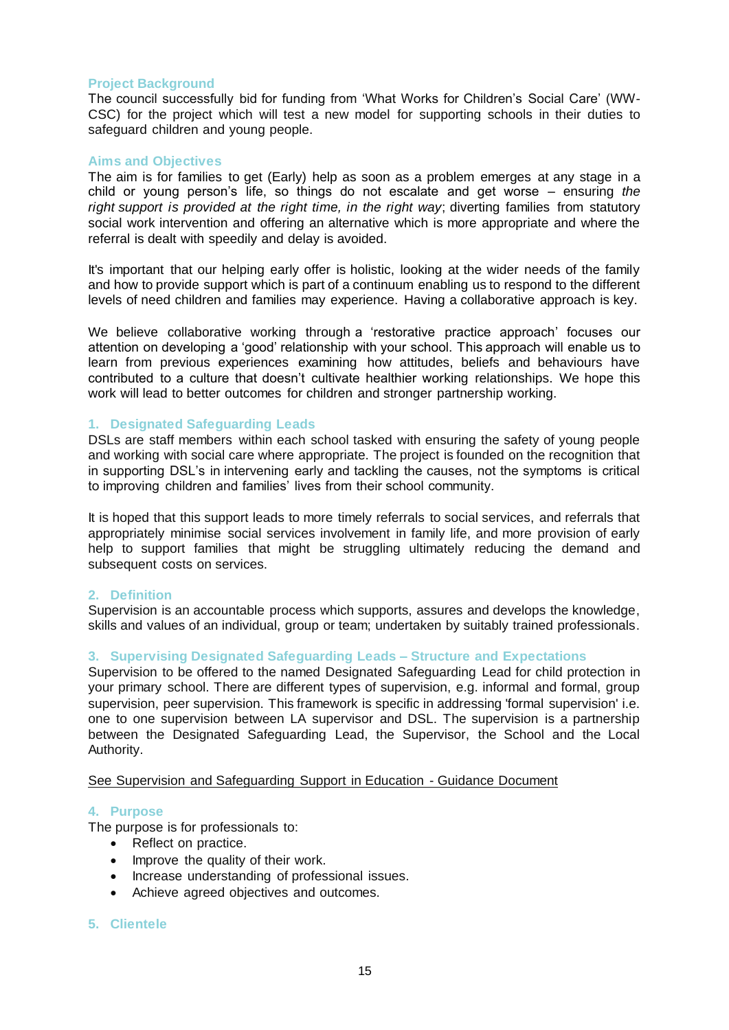## Project Background

The council successfully bid for funding from 'What Works for Children's Social Care' (WW-CSC) for the project which will test a new model for supporting schools in their duties to safeguard children and young people.

## Aims and Objectives

The aim is for families to get (Early) help as soon as a problem emerges at any stage in a child or young person's life, so things do not escalate and get worse – ensuring *the right support is provided at the right time, in the right way*; diverting families from statutory social work intervention and offering an alternative which is more appropriate and where the referral is dealt with speedily and delay is avoided.

It's important that our helping early offer is holistic, looking at the wider needs of the family and how to provide support which is part of a continuum enabling us to respond to the different levels of need children and families may experience. Having a collaborative approach is key.

We believe collaborative working through a 'restorative practice approach' focuses our attention on developing a 'good' relationship with your school. This approach will enable us to learn from previous experiences examining how attitudes, beliefs and behaviours have contributed to a culture that doesn't cultivate healthier working relationships. We hope this work will lead to better outcomes for children and stronger partnership working.

## 1. Designated Safeguarding Leads

DSLs are staff members within each school tasked with ensuring the safety of young people and working with social care where appropriate. The project is founded on the recognition that in supporting DSL's in intervening early and tackling the causes, not the symptoms is critical to improving children and families' lives from their school community.

It is hoped that this support leads to more timely referrals to social services, and referrals that appropriately minimise social services involvement in family life, and more provision of early help to support families that might be struggling ultimately reducing the demand and subsequent costs on services.

## 2. Definition

Supervision is an accountable process which supports, assures and develops the knowledge, skills and values of an individual, group or team; undertaken by suitably trained professionals.

## 3. Supervising Designated Safeguarding Leads – Structure and Expectations

Supervision to be offered to the named Designated Safeguarding Lead for child protection in your primary school. There are different types of supervision, e.g. informal and formal, group supervision, peer supervision. This framework is specific in addressing 'formal supervision' i.e. one to one supervision between LA supervisor and DSL. The supervision is a partnership between the Designated Safeguarding Lead, the Supervisor, the School and the Local Authority.

See Supervision and Safeguarding Support in Education - Guidance Document

## 4. Purpose

The purpose is for professionals to:

- Reflect on practice.
- Improve the quality of their work.
- Increase understanding of professional issues.
- Achieve agreed objectives and outcomes.

## 5. Clientele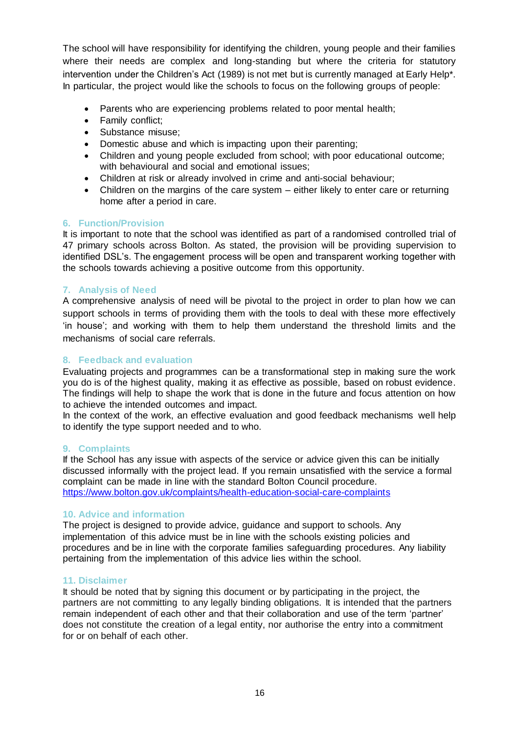The school will have responsibility for identifying the children, young people and their families where their needs are complex and long-standing but where the criteria for statutory intervention under the Children's Act (1989) is not met but is currently managed at Early Help*. In particular, the project would like the schools to focus on the following groups of people:

- Parents who are experiencing problems related to poor mental health;
- Family conflict;
- Substance misuse;
- Domestic abuse and which is impacting upon their parenting;
- Children and young people excluded from school; with poor educational outcome; with behavioural and social and emotional issues;
- Children at risk or already involved in crime and anti-social behaviour;
- Children on the margins of the care system – either likely to enter care or returning home after a period in care.

## 6. Function/Provision

It is important to note that the school was identified as part of a randomised controlled trial of 47 primary schools across Bolton. As stated, the provision will be providing supervision to identified DSL's. The engagement process will be open and transparent working together with the schools towards achieving a positive outcome from this opportunity.

## 7. Analysis of Need

A comprehensive analysis of need will be pivotal to the project in order to plan how we can support schools in terms of providing them with the tools to deal with these more effectively 'in house'; and working with them to help them understand the threshold limits and the mechanisms of social care referrals.

## 8. Feedback and evaluation

Evaluating projects and programmes can be a transformational step in making sure the work you do is of the highest quality, making it as effective as possible, based on robust evidence. The findings will help to shape the work that is done in the future and focus attention on how to achieve the intended outcomes and impact.

In the context of the work, an effective evaluation and good feedback mechanisms well help to identify the type support needed and to who.

## 9. Complaints

If the School has any issue with aspects of the service or advice given this can be initially discussed informally with the project lead. If you remain unsatisfied with the service a formal complaint can be made in line with the standard Bolton Council procedure.
https://www.bolton.gov.uk/complaints/health-education-social-care-complaints

## 10. Advice and information

The project is designed to provide advice, guidance and support to schools. Any implementation of this advice must be in line with the schools existing policies and procedures and be in line with the corporate families safeguarding procedures. Any liability pertaining from the implementation of this advice lies within the school.

## 11. Disclaimer

It should be noted that by signing this document or by participating in the project, the partners are not committing to any legally binding obligations. It is intended that the partners remain independent of each other and that their collaboration and use of the term 'partner' does not constitute the creation of a legal entity, nor authorise the entry into a commitment for or on behalf of each other.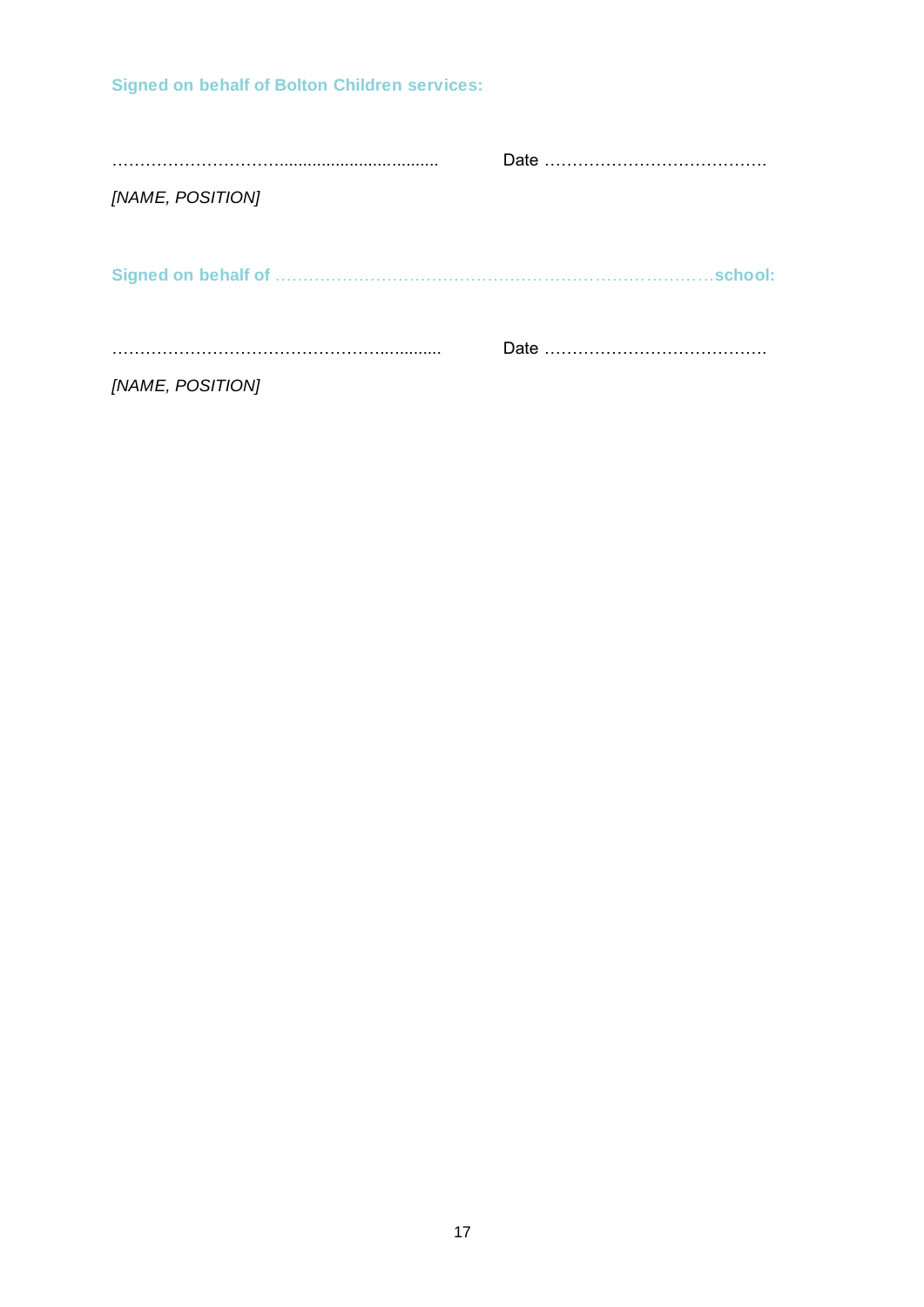**Signed on behalf of Bolton Children services:**

……………………………................................... Date ………………………………….

*[NAME, POSITION]*

**Signed on behalf of ……………………………………………………………………school:**

………………………………………………........... Date ………………………………….

*[NAME, POSITION]*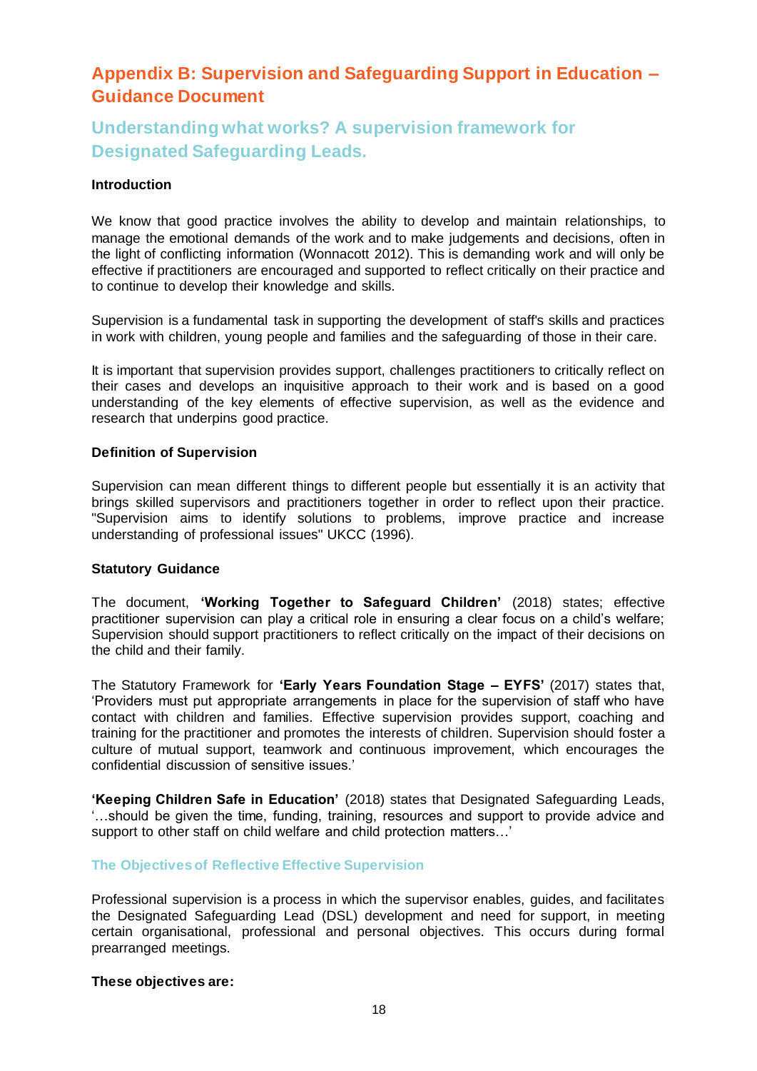# Appendix B: Supervision and Safeguarding Support in Education – Guidance Document

## Understanding what works? A supervision framework for Designated Safeguarding Leads.

**Introduction**

We know that good practice involves the ability to develop and maintain relationships, to manage the emotional demands of the work and to make judgements and decisions, often in the light of conflicting information (Wonnacott 2012). This is demanding work and will only be effective if practitioners are encouraged and supported to reflect critically on their practice and to continue to develop their knowledge and skills.

Supervision is a fundamental task in supporting the development of staff's skills and practices in work with children, young people and families and the safeguarding of those in their care.

It is important that supervision provides support, challenges practitioners to critically reflect on their cases and develops an inquisitive approach to their work and is based on a good understanding of the key elements of effective supervision, as well as the evidence and research that underpins good practice.

**Definition of Supervision**

Supervision can mean different things to different people but essentially it is an activity that brings skilled supervisors and practitioners together in order to reflect upon their practice. "Supervision aims to identify solutions to problems, improve practice and increase understanding of professional issues" UKCC (1996).

**Statutory Guidance**

The document, **'Working Together to Safeguard Children'** (2018) states; effective practitioner supervision can play a critical role in ensuring a clear focus on a child's welfare; Supervision should support practitioners to reflect critically on the impact of their decisions on the child and their family.

The Statutory Framework for **'Early Years Foundation Stage – EYFS'** (2017) states that, 'Providers must put appropriate arrangements in place for the supervision of staff who have contact with children and families. Effective supervision provides support, coaching and training for the practitioner and promotes the interests of children. Supervision should foster a culture of mutual support, teamwork and continuous improvement, which encourages the confidential discussion of sensitive issues.'

**'Keeping Children Safe in Education'** (2018) states that Designated Safeguarding Leads, '…should be given the time, funding, training, resources and support to provide advice and support to other staff on child welfare and child protection matters…'

### The Objectives of Reflective Effective Supervision

Professional supervision is a process in which the supervisor enables, guides, and facilitates the Designated Safeguarding Lead (DSL) development and need for support, in meeting certain organisational, professional and personal objectives. This occurs during formal prearranged meetings.

**These objectives are:**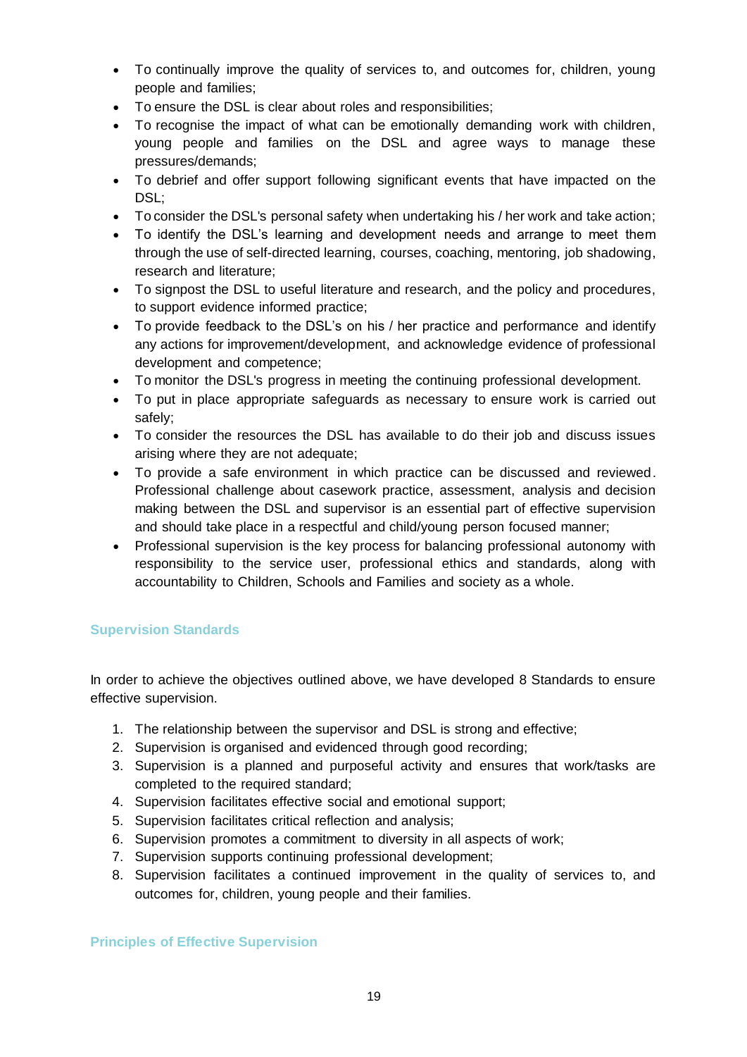- To continually improve the quality of services to, and outcomes for, children, young people and families;
- To ensure the DSL is clear about roles and responsibilities;
- To recognise the impact of what can be emotionally demanding work with children, young people and families on the DSL and agree ways to manage these pressures/demands;
- To debrief and offer support following significant events that have impacted on the DSL;
- To consider the DSL's personal safety when undertaking his / her work and take action;
- To identify the DSL's learning and development needs and arrange to meet them through the use of self-directed learning, courses, coaching, mentoring, job shadowing, research and literature;
- To signpost the DSL to useful literature and research, and the policy and procedures, to support evidence informed practice;
- To provide feedback to the DSL's on his / her practice and performance and identify any actions for improvement/development, and acknowledge evidence of professional development and competence;
- To monitor the DSL's progress in meeting the continuing professional development.
- To put in place appropriate safeguards as necessary to ensure work is carried out safely;
- To consider the resources the DSL has available to do their job and discuss issues arising where they are not adequate;
- To provide a safe environment in which practice can be discussed and reviewed. Professional challenge about casework practice, assessment, analysis and decision making between the DSL and supervisor is an essential part of effective supervision and should take place in a respectful and child/young person focused manner;
- Professional supervision is the key process for balancing professional autonomy with responsibility to the service user, professional ethics and standards, along with accountability to Children, Schools and Families and society as a whole.

## Supervision Standards

In order to achieve the objectives outlined above, we have developed 8 Standards to ensure effective supervision.

1. The relationship between the supervisor and DSL is strong and effective;
2. Supervision is organised and evidenced through good recording;
3. Supervision is a planned and purposeful activity and ensures that work/tasks are completed to the required standard;
4. Supervision facilitates effective social and emotional support;
5. Supervision facilitates critical reflection and analysis;
6. Supervision promotes a commitment to diversity in all aspects of work;
7. Supervision supports continuing professional development;
8. Supervision facilitates a continued improvement in the quality of services to, and outcomes for, children, young people and their families.

## Principles of Effective Supervision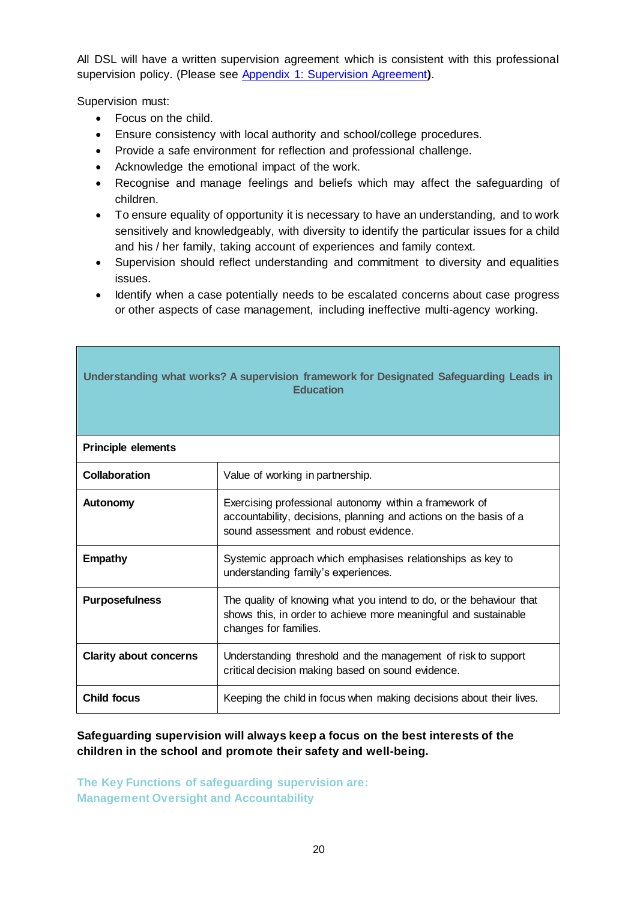All DSL will have a written supervision agreement which is consistent with this professional supervision policy. (Please see Appendix 1: Supervision Agreement**)**.

Supervision must:

- Focus on the child.
- Ensure consistency with local authority and school/college procedures.
- Provide a safe environment for reflection and professional challenge.
- Acknowledge the emotional impact of the work.
- Recognise and manage feelings and beliefs which may affect the safeguarding of children.
- To ensure equality of opportunity it is necessary to have an understanding, and to work sensitively and knowledgeably, with diversity to identify the particular issues for a child and his / her family, taking account of experiences and family context.
- Supervision should reflect understanding and commitment to diversity and equalities issues.
- Identify when a case potentially needs to be escalated concerns about case progress or other aspects of case management, including ineffective multi-agency working.

| **Understanding what works? A supervision framework for Designated Safeguarding Leads in Education** | |
|---|---|
| **Principle elements** | |
| **Collaboration** | Value of working in partnership. |
| **Autonomy** | Exercising professional autonomy within a framework of accountability, decisions, planning and actions on the basis of a sound assessment and robust evidence. |
| **Empathy** | Systemic approach which emphasises relationships as key to understanding family's experiences. |
| **Purposefulness** | The quality of knowing what you intend to do, or the behaviour that shows this, in order to achieve more meaningful and sustainable changes for families. |
| **Clarity about concerns** | Understanding threshold and the management of risk to support critical decision making based on sound evidence. |
| **Child focus** | Keeping the child in focus when making decisions about their lives. |

**Safeguarding supervision will always keep a focus on the best interests of the children in the school and promote their safety and well-being.**

### The Key Functions of safeguarding supervision are:

### Management Oversight and Accountability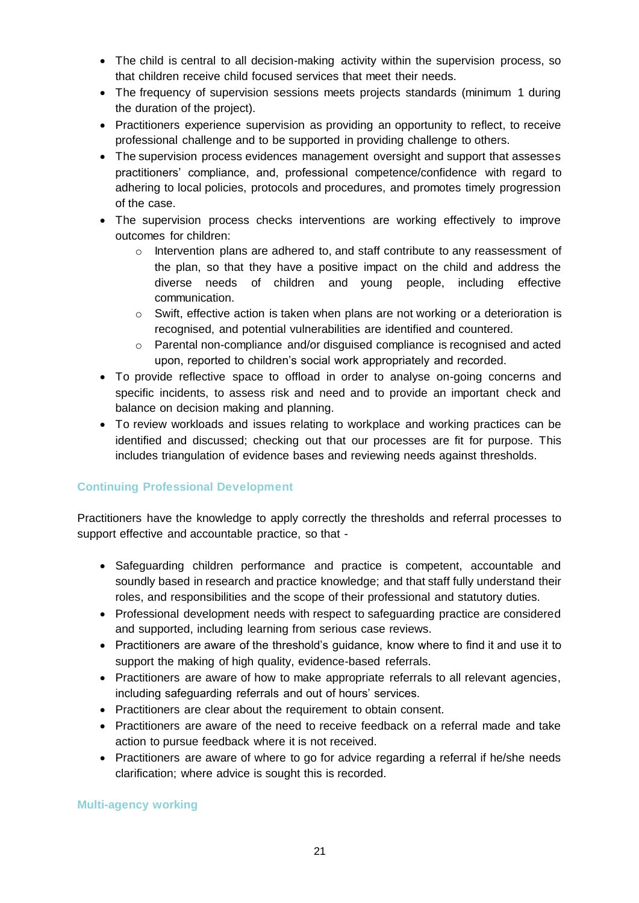- The child is central to all decision-making activity within the supervision process, so that children receive child focused services that meet their needs.
- The frequency of supervision sessions meets projects standards (minimum 1 during the duration of the project).
- Practitioners experience supervision as providing an opportunity to reflect, to receive professional challenge and to be supported in providing challenge to others.
- The supervision process evidences management oversight and support that assesses practitioners' compliance, and, professional competence/confidence with regard to adhering to local policies, protocols and procedures, and promotes timely progression of the case.
- The supervision process checks interventions are working effectively to improve outcomes for children:
  - Intervention plans are adhered to, and staff contribute to any reassessment of the plan, so that they have a positive impact on the child and address the diverse needs of children and young people, including effective communication.
  - Swift, effective action is taken when plans are not working or a deterioration is recognised, and potential vulnerabilities are identified and countered.
  - Parental non-compliance and/or disguised compliance is recognised and acted upon, reported to children's social work appropriately and recorded.
- To provide reflective space to offload in order to analyse on-going concerns and specific incidents, to assess risk and need and to provide an important check and balance on decision making and planning.
- To review workloads and issues relating to workplace and working practices can be identified and discussed; checking out that our processes are fit for purpose. This includes triangulation of evidence bases and reviewing needs against thresholds.

### Continuing Professional Development

Practitioners have the knowledge to apply correctly the thresholds and referral processes to support effective and accountable practice, so that -

- Safeguarding children performance and practice is competent, accountable and soundly based in research and practice knowledge; and that staff fully understand their roles, and responsibilities and the scope of their professional and statutory duties.
- Professional development needs with respect to safeguarding practice are considered and supported, including learning from serious case reviews.
- Practitioners are aware of the threshold's guidance, know where to find it and use it to support the making of high quality, evidence-based referrals.
- Practitioners are aware of how to make appropriate referrals to all relevant agencies, including safeguarding referrals and out of hours' services.
- Practitioners are clear about the requirement to obtain consent.
- Practitioners are aware of the need to receive feedback on a referral made and take action to pursue feedback where it is not received.
- Practitioners are aware of where to go for advice regarding a referral if he/she needs clarification; where advice is sought this is recorded.

### Multi-agency working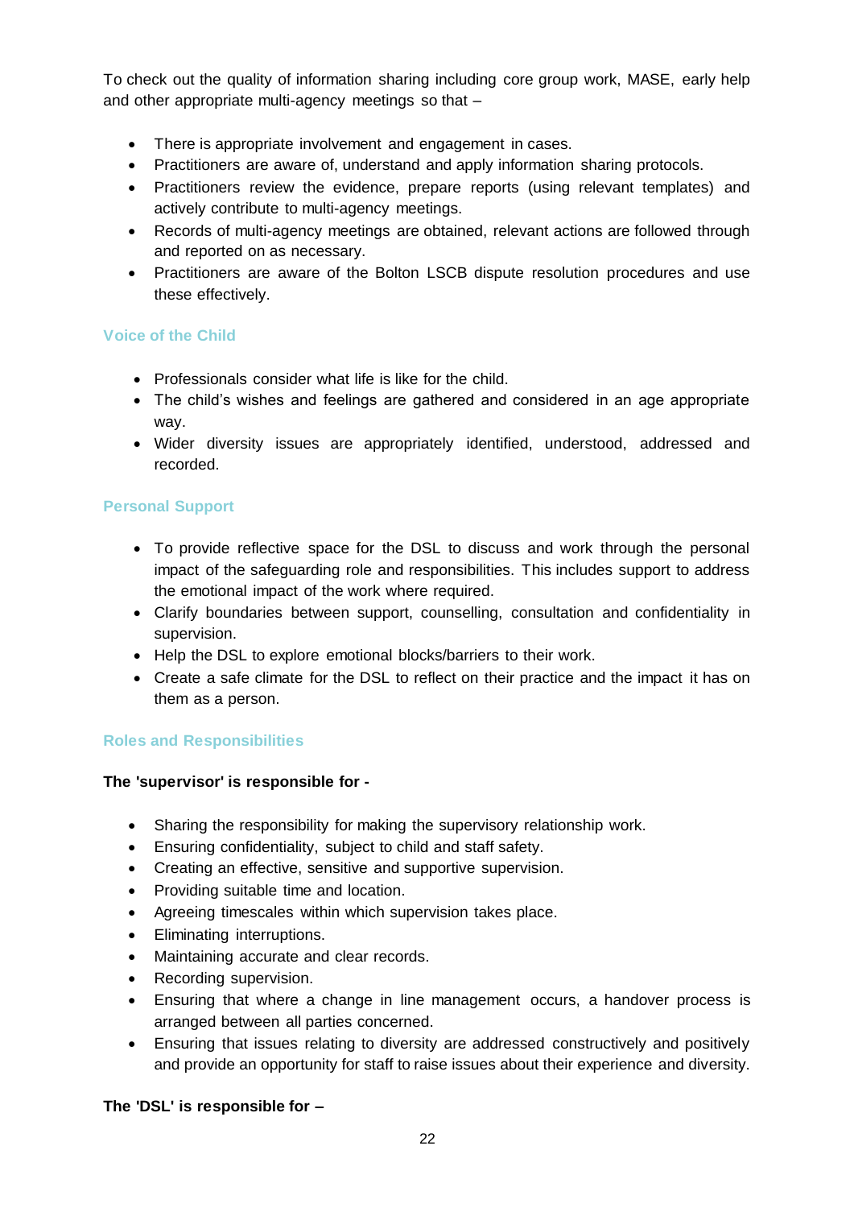To check out the quality of information sharing including core group work, MASE, early help and other appropriate multi-agency meetings so that –

- There is appropriate involvement and engagement in cases.
- Practitioners are aware of, understand and apply information sharing protocols.
- Practitioners review the evidence, prepare reports (using relevant templates) and actively contribute to multi-agency meetings.
- Records of multi-agency meetings are obtained, relevant actions are followed through and reported on as necessary.
- Practitioners are aware of the Bolton LSCB dispute resolution procedures and use these effectively.

### Voice of the Child

- Professionals consider what life is like for the child.
- The child's wishes and feelings are gathered and considered in an age appropriate way.
- Wider diversity issues are appropriately identified, understood, addressed and recorded.

### Personal Support

- To provide reflective space for the DSL to discuss and work through the personal impact of the safeguarding role and responsibilities. This includes support to address the emotional impact of the work where required.
- Clarify boundaries between support, counselling, consultation and confidentiality in supervision.
- Help the DSL to explore emotional blocks/barriers to their work.
- Create a safe climate for the DSL to reflect on their practice and the impact it has on them as a person.

### Roles and Responsibilities

**The 'supervisor' is responsible for -**

- Sharing the responsibility for making the supervisory relationship work.
- Ensuring confidentiality, subject to child and staff safety.
- Creating an effective, sensitive and supportive supervision.
- Providing suitable time and location.
- Agreeing timescales within which supervision takes place.
- Eliminating interruptions.
- Maintaining accurate and clear records.
- Recording supervision.
- Ensuring that where a change in line management occurs, a handover process is arranged between all parties concerned.
- Ensuring that issues relating to diversity are addressed constructively and positively and provide an opportunity for staff to raise issues about their experience and diversity.

**The 'DSL' is responsible for –**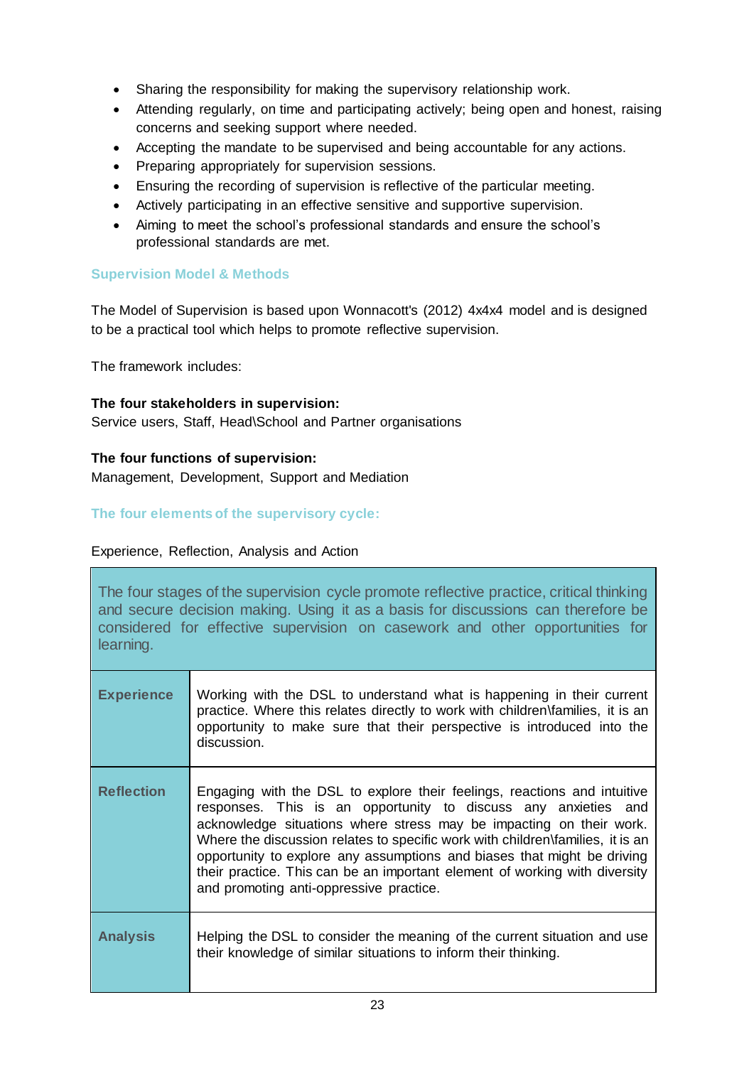- Sharing the responsibility for making the supervisory relationship work.
- Attending regularly, on time and participating actively; being open and honest, raising concerns and seeking support where needed.
- Accepting the mandate to be supervised and being accountable for any actions.
- Preparing appropriately for supervision sessions.
- Ensuring the recording of supervision is reflective of the particular meeting.
- Actively participating in an effective sensitive and supportive supervision.
- Aiming to meet the school's professional standards and ensure the school's professional standards are met.

## Supervision Model & Methods

The Model of Supervision is based upon Wonnacott's (2012) 4x4x4 model and is designed to be a practical tool which helps to promote reflective supervision.

The framework includes:

**The four stakeholders in supervision:**
Service users, Staff, Head\School and Partner organisations

**The four functions of supervision:**
Management, Development, Support and Mediation

## The four elements of the supervisory cycle:

Experience, Reflection, Analysis and Action

| The four stages of the supervision cycle promote reflective practice, critical thinking and secure decision making. Using it as a basis for discussions can therefore be considered for effective supervision on casework and other opportunities for learning. | |
|---|---|
| **Experience** | Working with the DSL to understand what is happening in their current practice. Where this relates directly to work with children\families, it is an opportunity to make sure that their perspective is introduced into the discussion. |
| **Reflection** | Engaging with the DSL to explore their feelings, reactions and intuitive responses. This is an opportunity to discuss any anxieties and acknowledge situations where stress may be impacting on their work. Where the discussion relates to specific work with children\families, it is an opportunity to explore any assumptions and biases that might be driving their practice. This can be an important element of working with diversity and promoting anti-oppressive practice. |
| **Analysis** | Helping the DSL to consider the meaning of the current situation and use their knowledge of similar situations to inform their thinking. |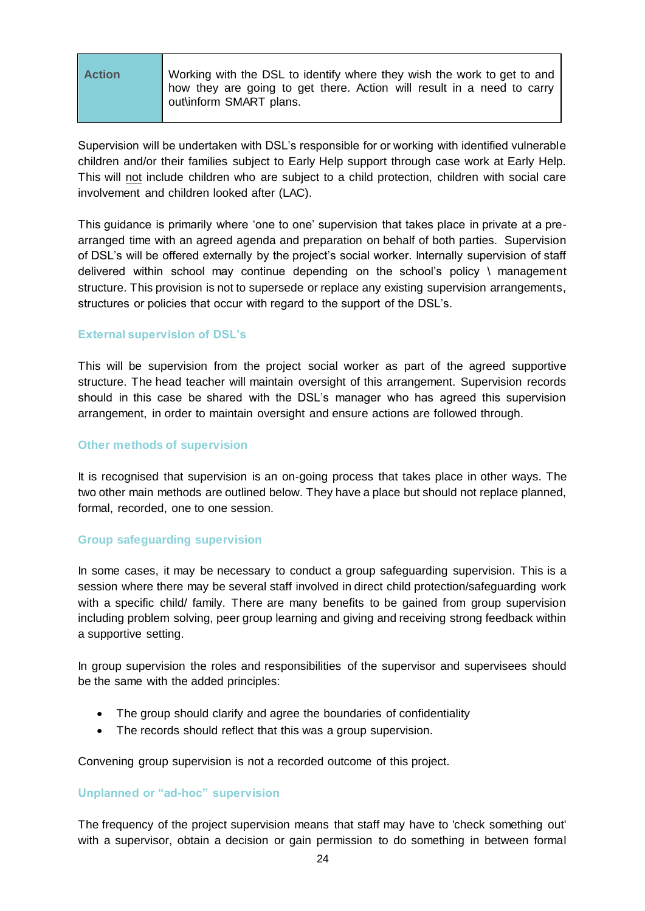| Action | Working with the DSL to identify where they wish the work to get to and how they are going to get there. Action will result in a need to carry out\inform SMART plans. |
| --- | --- |

Supervision will be undertaken with DSL's responsible for or working with identified vulnerable children and/or their families subject to Early Help support through case work at Early Help. This will not include children who are subject to a child protection, children with social care involvement and children looked after (LAC).

This guidance is primarily where 'one to one' supervision that takes place in private at a pre-arranged time with an agreed agenda and preparation on behalf of both parties. Supervision of DSL's will be offered externally by the project's social worker. Internally supervision of staff delivered within school may continue depending on the school's policy \ management structure. This provision is not to supersede or replace any existing supervision arrangements, structures or policies that occur with regard to the support of the DSL's.

### External supervision of DSL's

This will be supervision from the project social worker as part of the agreed supportive structure. The head teacher will maintain oversight of this arrangement. Supervision records should in this case be shared with the DSL's manager who has agreed this supervision arrangement, in order to maintain oversight and ensure actions are followed through.

### Other methods of supervision

It is recognised that supervision is an on-going process that takes place in other ways. The two other main methods are outlined below. They have a place but should not replace planned, formal, recorded, one to one session.

### Group safeguarding supervision

In some cases, it may be necessary to conduct a group safeguarding supervision. This is a session where there may be several staff involved in direct child protection/safeguarding work with a specific child/ family. There are many benefits to be gained from group supervision including problem solving, peer group learning and giving and receiving strong feedback within a supportive setting.

In group supervision the roles and responsibilities of the supervisor and supervisees should be the same with the added principles:

- The group should clarify and agree the boundaries of confidentiality
- The records should reflect that this was a group supervision.

Convening group supervision is not a recorded outcome of this project.

### Unplanned or "ad-hoc" supervision

The frequency of the project supervision means that staff may have to 'check something out' with a supervisor, obtain a decision or gain permission to do something in between formal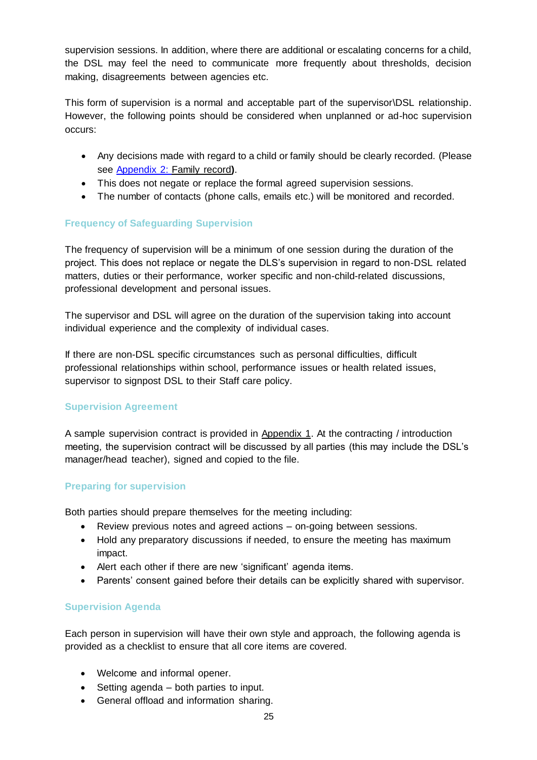supervision sessions. In addition, where there are additional or escalating concerns for a child, the DSL may feel the need to communicate more frequently about thresholds, decision making, disagreements between agencies etc.

This form of supervision is a normal and acceptable part of the supervisor\DSL relationship. However, the following points should be considered when unplanned or ad-hoc supervision occurs:

- Any decisions made with regard to a child or family should be clearly recorded. (Please see Appendix 2: Family record**)**.
- This does not negate or replace the formal agreed supervision sessions.
- The number of contacts (phone calls, emails etc.) will be monitored and recorded.

### Frequency of Safeguarding Supervision

The frequency of supervision will be a minimum of one session during the duration of the project. This does not replace or negate the DLS's supervision in regard to non-DSL related matters, duties or their performance, worker specific and non-child-related discussions, professional development and personal issues.

The supervisor and DSL will agree on the duration of the supervision taking into account individual experience and the complexity of individual cases.

If there are non-DSL specific circumstances such as personal difficulties, difficult professional relationships within school, performance issues or health related issues, supervisor to signpost DSL to their Staff care policy.

### Supervision Agreement

A sample supervision contract is provided in Appendix 1. At the contracting / introduction meeting, the supervision contract will be discussed by all parties (this may include the DSL's manager/head teacher), signed and copied to the file.

### Preparing for supervision

Both parties should prepare themselves for the meeting including:

- Review previous notes and agreed actions – on-going between sessions.
- Hold any preparatory discussions if needed, to ensure the meeting has maximum impact.
- Alert each other if there are new 'significant' agenda items.
- Parents' consent gained before their details can be explicitly shared with supervisor.

### Supervision Agenda

Each person in supervision will have their own style and approach, the following agenda is provided as a checklist to ensure that all core items are covered.

- Welcome and informal opener.
- Setting agenda – both parties to input.
- General offload and information sharing.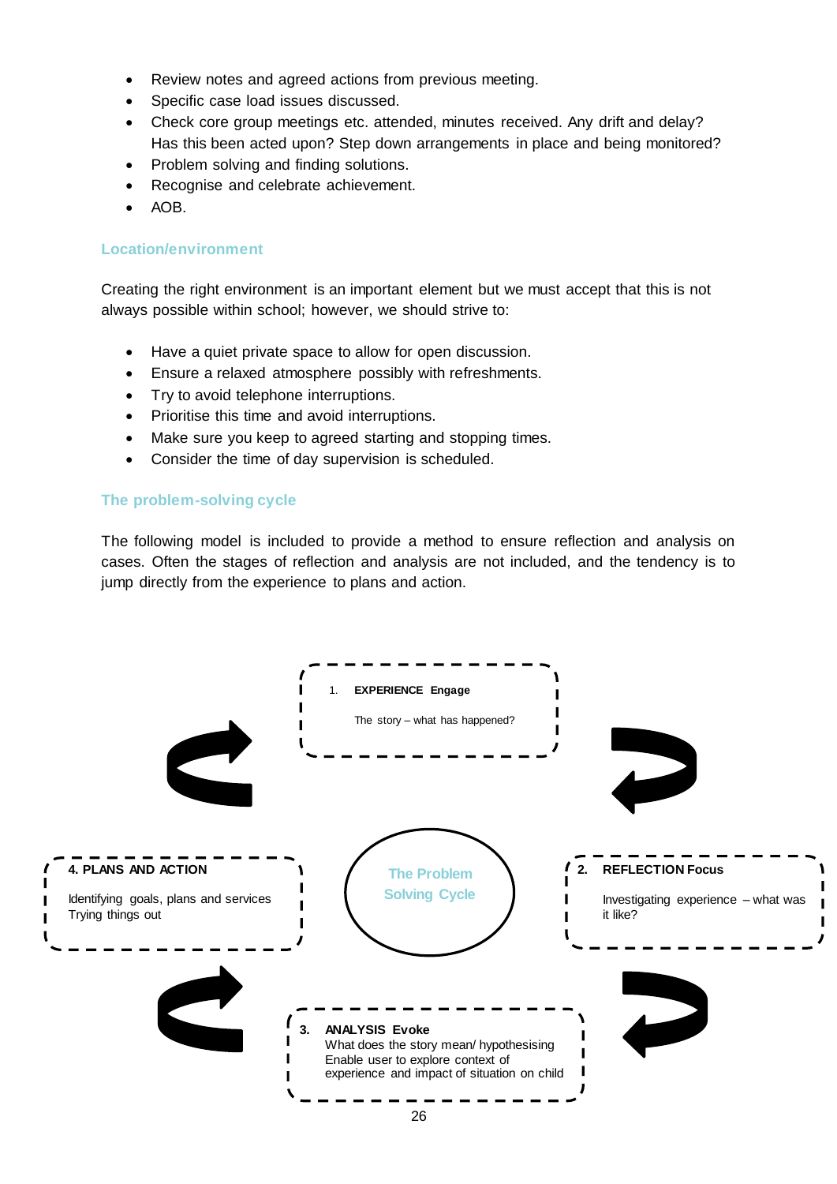- Review notes and agreed actions from previous meeting.
- Specific case load issues discussed.
- Check core group meetings etc. attended, minutes received. Any drift and delay? Has this been acted upon? Step down arrangements in place and being monitored?
- Problem solving and finding solutions.
- Recognise and celebrate achievement.
- AOB.

### Location/environment

Creating the right environment is an important element but we must accept that this is not always possible within school; however, we should strive to:

- Have a quiet private space to allow for open discussion.
- Ensure a relaxed atmosphere possibly with refreshments.
- Try to avoid telephone interruptions.
- Prioritise this time and avoid interruptions.
- Make sure you keep to agreed starting and stopping times.
- Consider the time of day supervision is scheduled.

### The problem-solving cycle

The following model is included to provide a method to ensure reflection and analysis on cases. Often the stages of reflection and analysis are not included, and the tendency is to jump directly from the experience to plans and action.

**The Problem Solving Cycle**

1. **EXPERIENCE Engage**
   The story – what has happened?

2. **REFLECTION Focus**
   Investigating experience – what was it like?

3. **ANALYSIS Evoke**
   What does the story mean/ hypothesising
   Enable user to explore context of experience and impact of situation on child

4. **PLANS AND ACTION**
   Identifying goals, plans and services
   Trying things out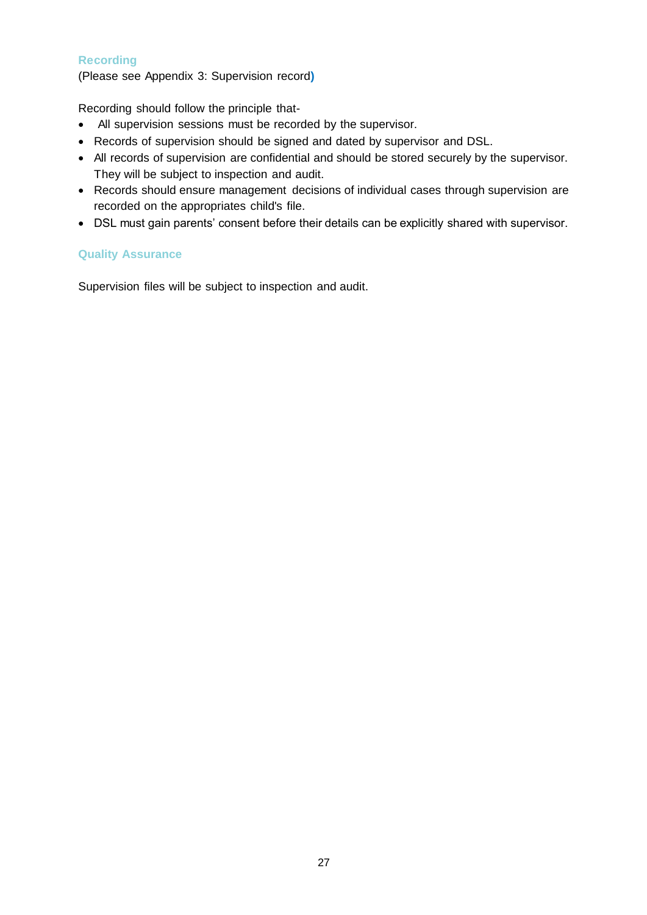## Recording

(Please see Appendix 3: Supervision record)

Recording should follow the principle that-

- All supervision sessions must be recorded by the supervisor.
- Records of supervision should be signed and dated by supervisor and DSL.
- All records of supervision are confidential and should be stored securely by the supervisor. They will be subject to inspection and audit.
- Records should ensure management decisions of individual cases through supervision are recorded on the appropriates child's file.
- DSL must gain parents' consent before their details can be explicitly shared with supervisor.

## Quality Assurance

Supervision files will be subject to inspection and audit.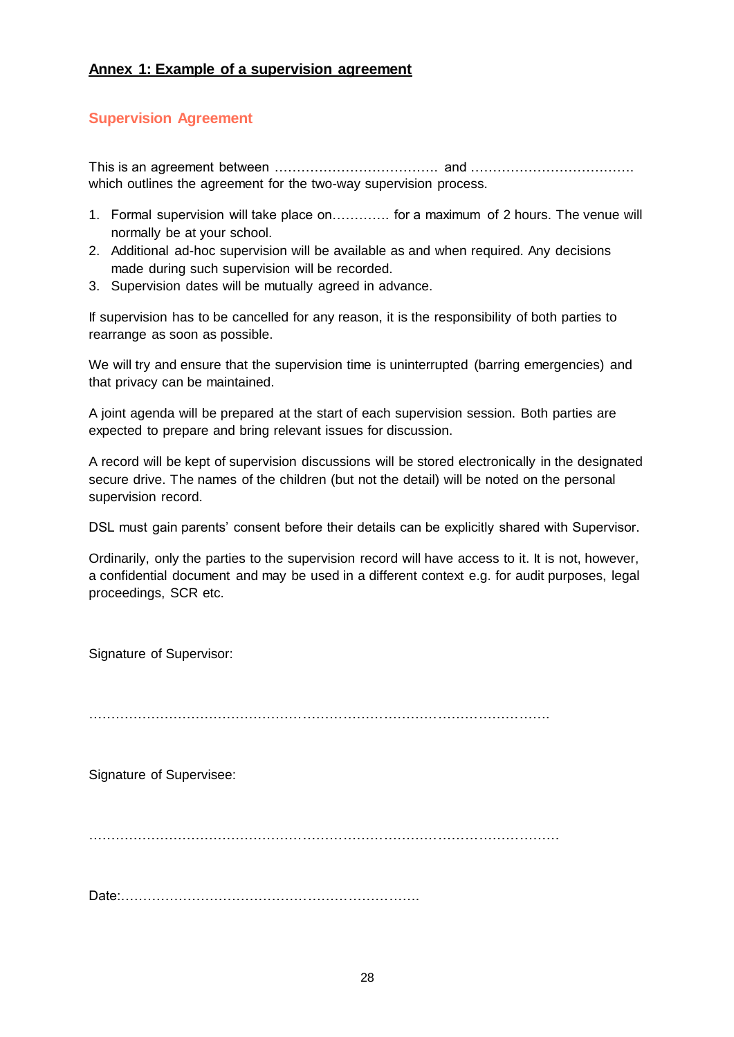**Annex 1: Example of a supervision agreement**

## Supervision Agreement

This is an agreement between ………………………………. and ………………………………. which outlines the agreement for the two-way supervision process.

1. Formal supervision will take place on…………. for a maximum of 2 hours. The venue will normally be at your school.
2. Additional ad-hoc supervision will be available as and when required. Any decisions made during such supervision will be recorded.
3. Supervision dates will be mutually agreed in advance.

If supervision has to be cancelled for any reason, it is the responsibility of both parties to rearrange as soon as possible.

We will try and ensure that the supervision time is uninterrupted (barring emergencies) and that privacy can be maintained.

A joint agenda will be prepared at the start of each supervision session. Both parties are expected to prepare and bring relevant issues for discussion.

A record will be kept of supervision discussions will be stored electronically in the designated secure drive. The names of the children (but not the detail) will be noted on the personal supervision record.

DSL must gain parents' consent before their details can be explicitly shared with Supervisor.

Ordinarily, only the parties to the supervision record will have access to it. It is not, however, a confidential document and may be used in a different context e.g. for audit purposes, legal proceedings, SCR etc.

Signature of Supervisor:

……………………………………………………………………………………………

Signature of Supervisee:

……………………………………………………………………………………………

Date:…………………………………………………………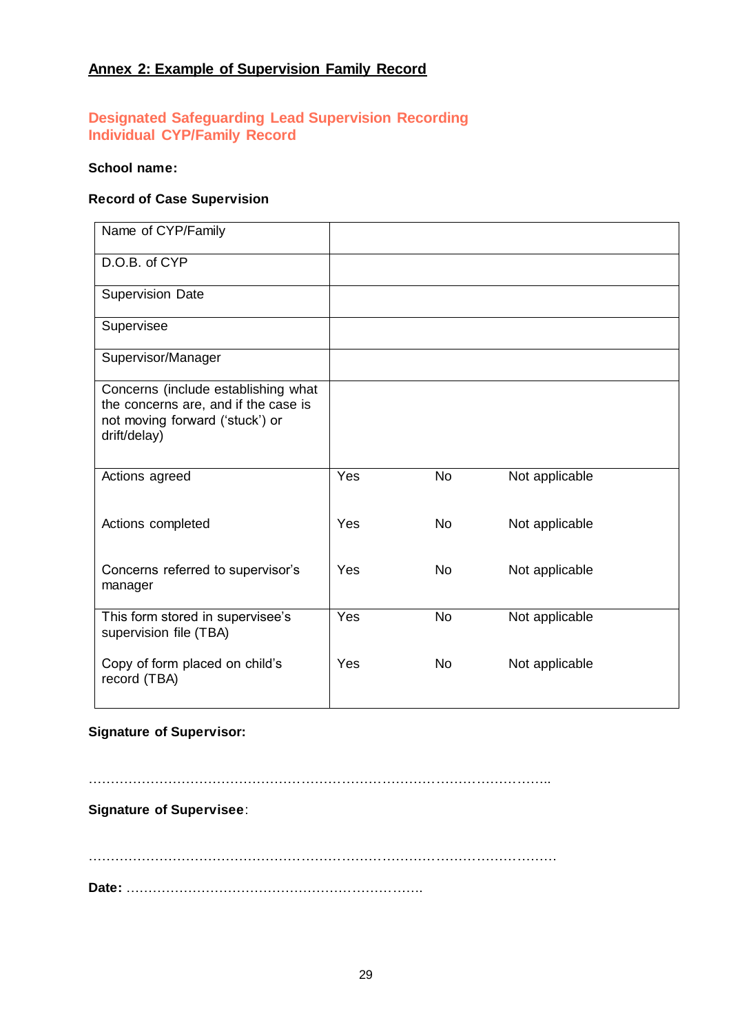## Annex 2: Example of Supervision Family Record

### Designated Safeguarding Lead Supervision Recording Individual CYP/Family Record

**School name:**

**Record of Case Supervision**

| | | | |
|---|---|---|---|
| Name of CYP/Family | | | |
| D.O.B. of CYP | | | |
| Supervision Date | | | |
| Supervisee | | | |
| Supervisor/Manager | | | |
| Concerns (include establishing what the concerns are, and if the case is not moving forward ('stuck') or drift/delay) | | | |
| Actions agreed | Yes | No | Not applicable |
| Actions completed | Yes | No | Not applicable |
| Concerns referred to supervisor's manager | Yes | No | Not applicable |
| This form stored in supervisee's supervision file (TBA) | Yes | No | Not applicable |
| Copy of form placed on child's record (TBA) | Yes | No | Not applicable |

**Signature of Supervisor:**

…………………………………………………………………………………………..

**Signature of Supervisee**:

……………………………………………………………………………………………

**Date:** ………………………………………………………….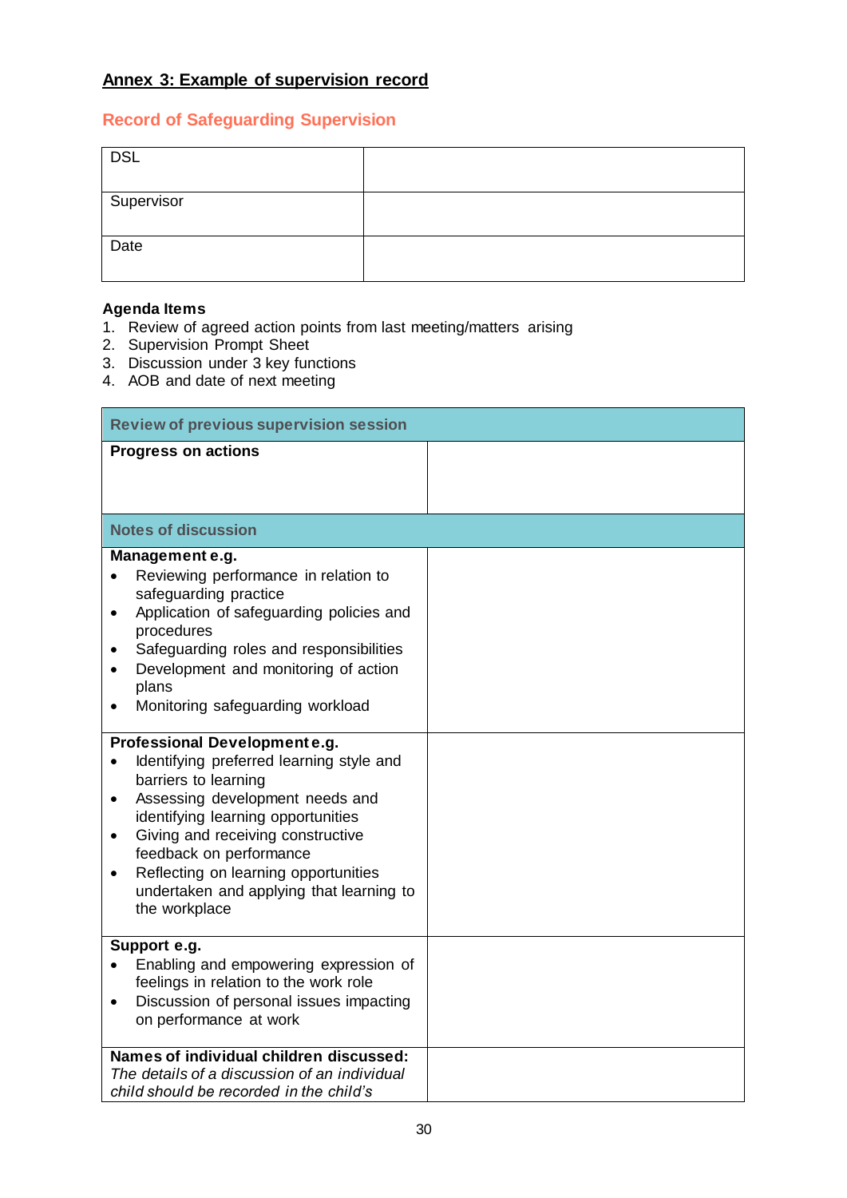## Annex 3: Example of supervision record

### Record of Safeguarding Supervision

| DSL | |
|---|---|
| Supervisor | |
| Date | |

**Agenda Items**

1. Review of agreed action points from last meeting/matters arising
2. Supervision Prompt Sheet
3. Discussion under 3 key functions
4. AOB and date of next meeting

| **Review of previous supervision session** | |
|---|---|
| **Progress on actions** | |
| **Notes of discussion** | |
| **Management e.g.**<br>• Reviewing performance in relation to safeguarding practice<br>• Application of safeguarding policies and procedures<br>• Safeguarding roles and responsibilities<br>• Development and monitoring of action plans<br>• Monitoring safeguarding workload | |
| **Professional Development e.g.**<br>• Identifying preferred learning style and barriers to learning<br>• Assessing development needs and identifying learning opportunities<br>• Giving and receiving constructive feedback on performance<br>• Reflecting on learning opportunities undertaken and applying that learning to the workplace | |
| **Support e.g.**<br>• Enabling and empowering expression of feelings in relation to the work role<br>• Discussion of personal issues impacting on performance at work | |
| **Names of individual children discussed:**<br>*The details of a discussion of an individual child should be recorded in the child's* | |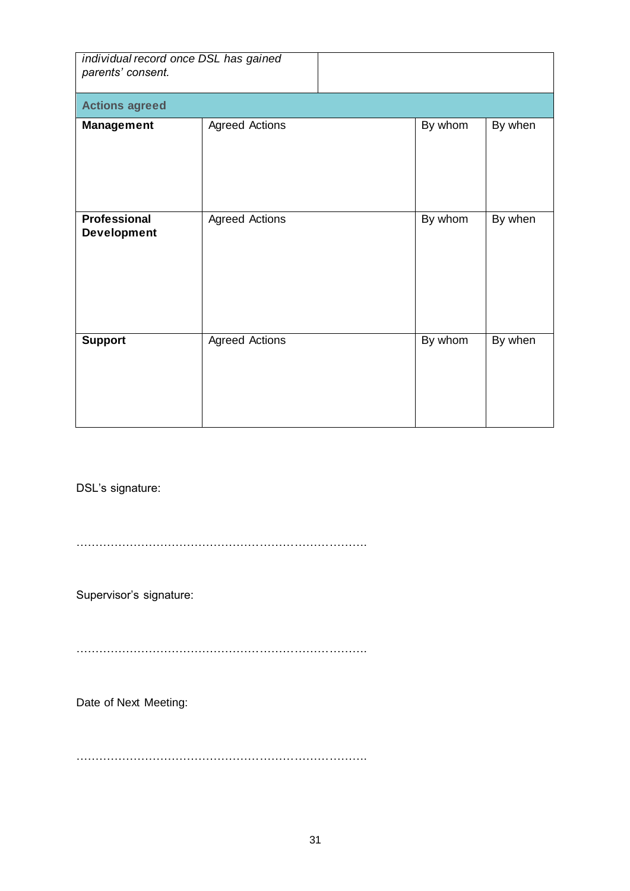| *individual record once DSL has gained parents' consent.* | | | |
|---|---|---|---|
| **Actions agreed** | | | |
| **Management** | Agreed Actions | By whom | By when |
| **Professional Development** | Agreed Actions | By whom | By when |
| **Support** | Agreed Actions | By whom | By when |

DSL's signature:

…………………………………………………………………

Supervisor's signature:

…………………………………………………………………

Date of Next Meeting:

…………………………………………………………………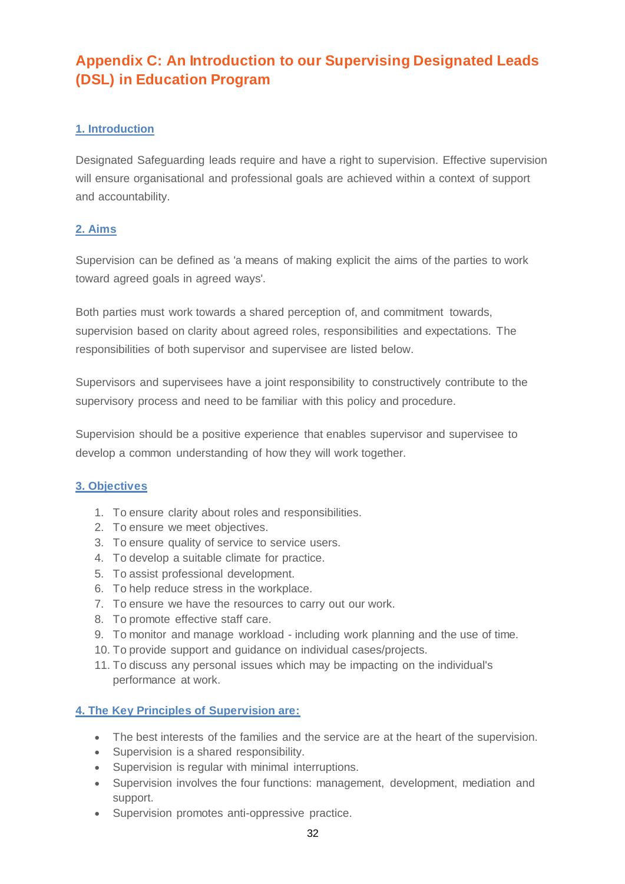# Appendix C: An Introduction to our Supervising Designated Leads (DSL) in Education Program

## 1. Introduction

Designated Safeguarding leads require and have a right to supervision. Effective supervision will ensure organisational and professional goals are achieved within a context of support and accountability.

## 2. Aims

Supervision can be defined as 'a means of making explicit the aims of the parties to work toward agreed goals in agreed ways'.

Both parties must work towards a shared perception of, and commitment towards, supervision based on clarity about agreed roles, responsibilities and expectations. The responsibilities of both supervisor and supervisee are listed below.

Supervisors and supervisees have a joint responsibility to constructively contribute to the supervisory process and need to be familiar with this policy and procedure.

Supervision should be a positive experience that enables supervisor and supervisee to develop a common understanding of how they will work together.

## 3. Objectives

1. To ensure clarity about roles and responsibilities.
2. To ensure we meet objectives.
3. To ensure quality of service to service users.
4. To develop a suitable climate for practice.
5. To assist professional development.
6. To help reduce stress in the workplace.
7. To ensure we have the resources to carry out our work.
8. To promote effective staff care.
9. To monitor and manage workload - including work planning and the use of time.
10. To provide support and guidance on individual cases/projects.
11. To discuss any personal issues which may be impacting on the individual's performance at work.

## 4. The Key Principles of Supervision are:

- The best interests of the families and the service are at the heart of the supervision.
- Supervision is a shared responsibility.
- Supervision is regular with minimal interruptions.
- Supervision involves the four functions: management, development, mediation and support.
- Supervision promotes anti-oppressive practice.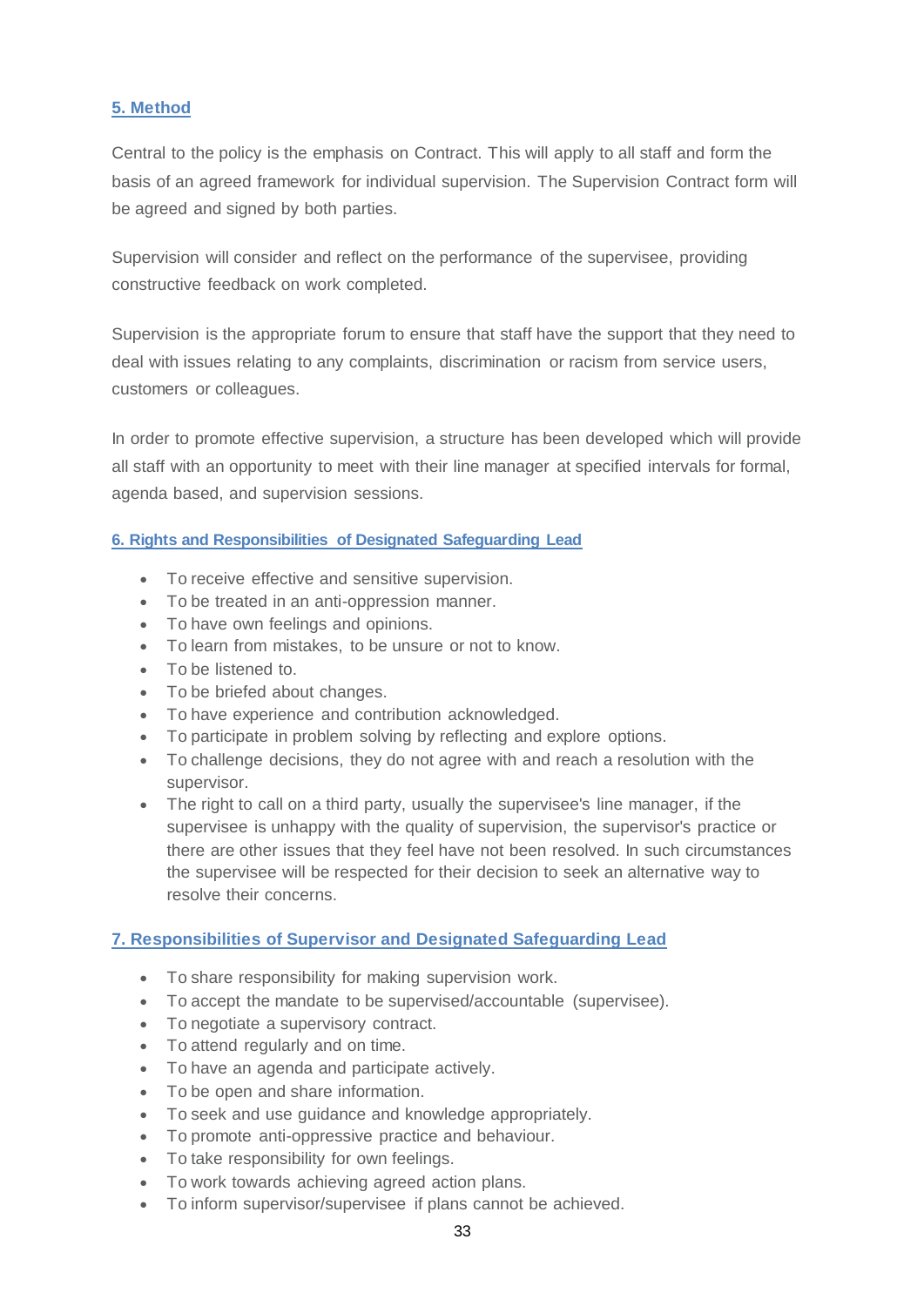## 5. Method

Central to the policy is the emphasis on Contract. This will apply to all staff and form the basis of an agreed framework for individual supervision. The Supervision Contract form will be agreed and signed by both parties.

Supervision will consider and reflect on the performance of the supervisee, providing constructive feedback on work completed.

Supervision is the appropriate forum to ensure that staff have the support that they need to deal with issues relating to any complaints, discrimination or racism from service users, customers or colleagues.

In order to promote effective supervision, a structure has been developed which will provide all staff with an opportunity to meet with their line manager at specified intervals for formal, agenda based, and supervision sessions.

### 6. Rights and Responsibilities of Designated Safeguarding Lead

- To receive effective and sensitive supervision.
- To be treated in an anti-oppression manner.
- To have own feelings and opinions.
- To learn from mistakes, to be unsure or not to know.
- To be listened to.
- To be briefed about changes.
- To have experience and contribution acknowledged.
- To participate in problem solving by reflecting and explore options.
- To challenge decisions, they do not agree with and reach a resolution with the supervisor.
- The right to call on a third party, usually the supervisee's line manager, if the supervisee is unhappy with the quality of supervision, the supervisor's practice or there are other issues that they feel have not been resolved. In such circumstances the supervisee will be respected for their decision to seek an alternative way to resolve their concerns.

## 7. Responsibilities of Supervisor and Designated Safeguarding Lead

- To share responsibility for making supervision work.
- To accept the mandate to be supervised/accountable (supervisee).
- To negotiate a supervisory contract.
- To attend regularly and on time.
- To have an agenda and participate actively.
- To be open and share information.
- To seek and use guidance and knowledge appropriately.
- To promote anti-oppressive practice and behaviour.
- To take responsibility for own feelings.
- To work towards achieving agreed action plans.
- To inform supervisor/supervisee if plans cannot be achieved.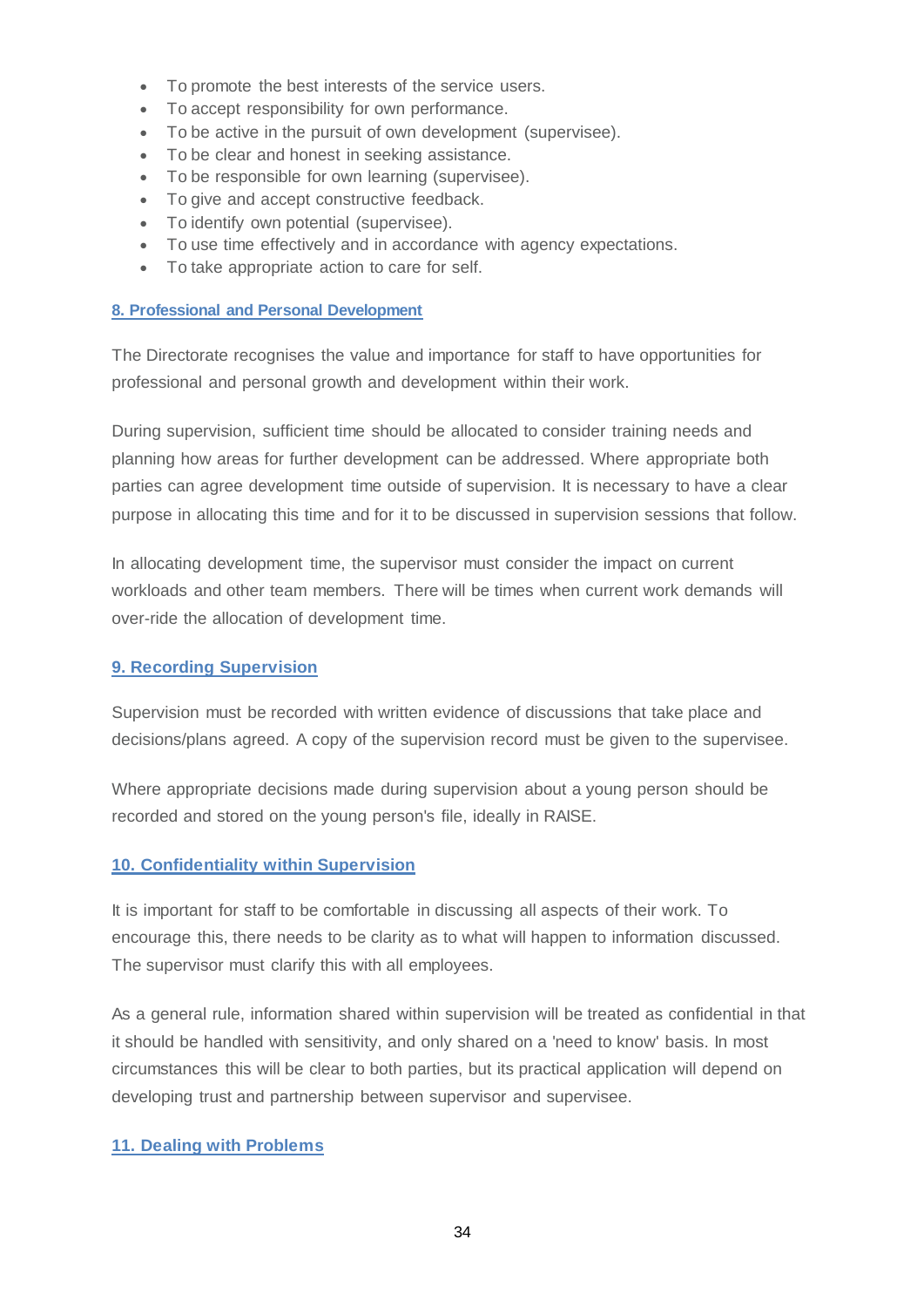- To promote the best interests of the service users.
- To accept responsibility for own performance.
- To be active in the pursuit of own development (supervisee).
- To be clear and honest in seeking assistance.
- To be responsible for own learning (supervisee).
- To give and accept constructive feedback.
- To identify own potential (supervisee).
- To use time effectively and in accordance with agency expectations.
- To take appropriate action to care for self.

## 8. Professional and Personal Development

The Directorate recognises the value and importance for staff to have opportunities for professional and personal growth and development within their work.

During supervision, sufficient time should be allocated to consider training needs and planning how areas for further development can be addressed. Where appropriate both parties can agree development time outside of supervision. It is necessary to have a clear purpose in allocating this time and for it to be discussed in supervision sessions that follow.

In allocating development time, the supervisor must consider the impact on current workloads and other team members. There will be times when current work demands will over-ride the allocation of development time.

## 9. Recording Supervision

Supervision must be recorded with written evidence of discussions that take place and decisions/plans agreed. A copy of the supervision record must be given to the supervisee.

Where appropriate decisions made during supervision about a young person should be recorded and stored on the young person's file, ideally in RAISE.

## 10. Confidentiality within Supervision

It is important for staff to be comfortable in discussing all aspects of their work. To encourage this, there needs to be clarity as to what will happen to information discussed. The supervisor must clarify this with all employees.

As a general rule, information shared within supervision will be treated as confidential in that it should be handled with sensitivity, and only shared on a 'need to know' basis. In most circumstances this will be clear to both parties, but its practical application will depend on developing trust and partnership between supervisor and supervisee.

## 11. Dealing with Problems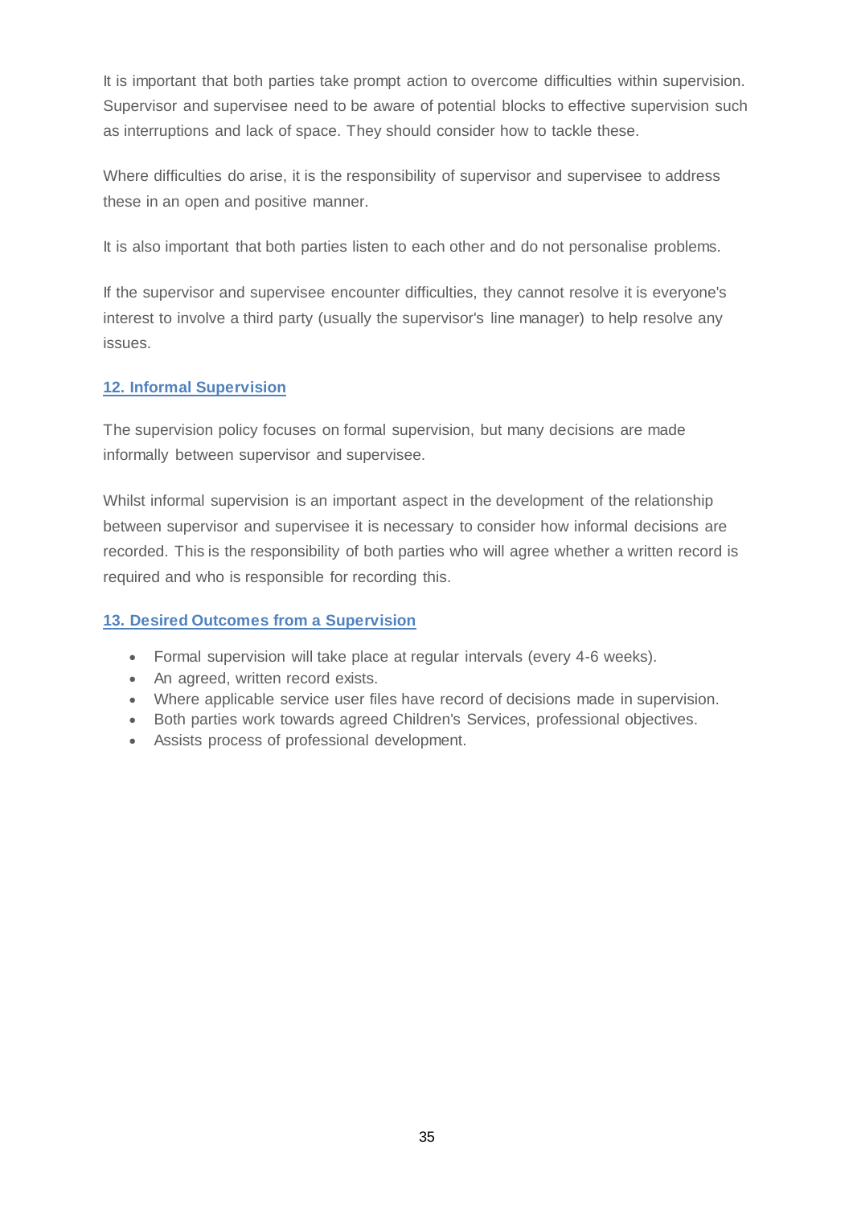It is important that both parties take prompt action to overcome difficulties within supervision. Supervisor and supervisee need to be aware of potential blocks to effective supervision such as interruptions and lack of space. They should consider how to tackle these.

Where difficulties do arise, it is the responsibility of supervisor and supervisee to address these in an open and positive manner.

It is also important that both parties listen to each other and do not personalise problems.

If the supervisor and supervisee encounter difficulties, they cannot resolve it is everyone's interest to involve a third party (usually the supervisor's line manager) to help resolve any issues.

## 12. Informal Supervision

The supervision policy focuses on formal supervision, but many decisions are made informally between supervisor and supervisee.

Whilst informal supervision is an important aspect in the development of the relationship between supervisor and supervisee it is necessary to consider how informal decisions are recorded. This is the responsibility of both parties who will agree whether a written record is required and who is responsible for recording this.

## 13. Desired Outcomes from a Supervision

- Formal supervision will take place at regular intervals (every 4-6 weeks).
- An agreed, written record exists.
- Where applicable service user files have record of decisions made in supervision.
- Both parties work towards agreed Children's Services, professional objectives.
- Assists process of professional development.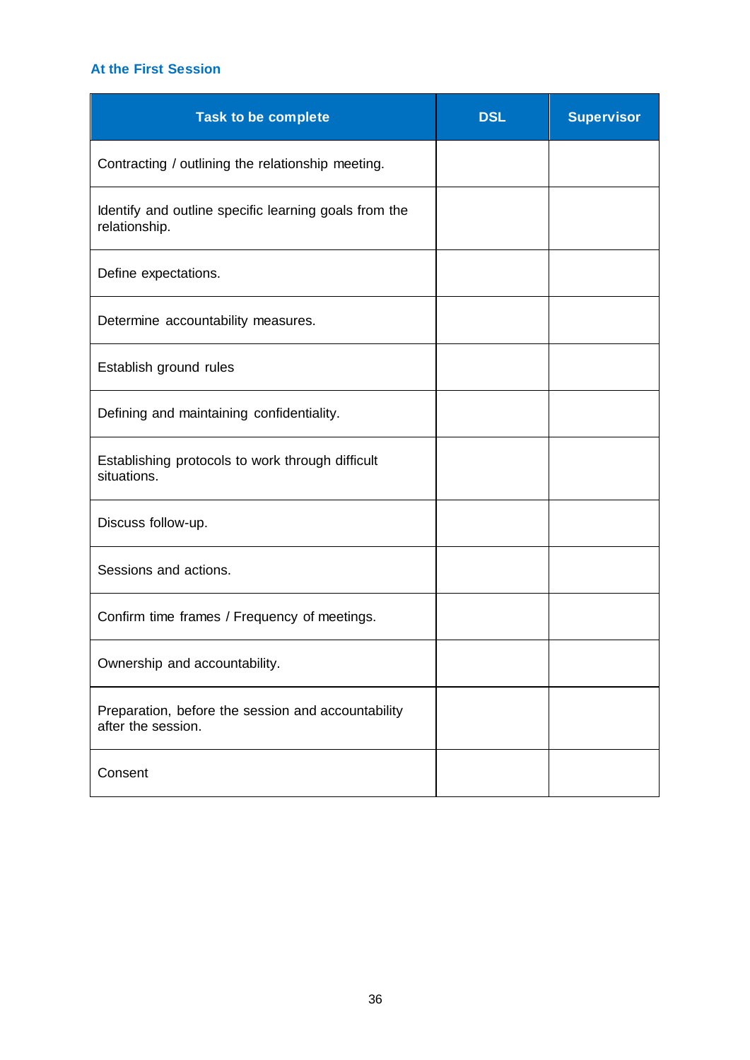### At the First Session

| Task to be complete | DSL | Supervisor |
| --- | --- | --- |
| Contracting / outlining the relationship meeting. | | |
| Identify and outline specific learning goals from the relationship. | | |
| Define expectations. | | |
| Determine accountability measures. | | |
| Establish ground rules | | |
| Defining and maintaining confidentiality. | | |
| Establishing protocols to work through difficult situations. | | |
| Discuss follow-up. | | |
| Sessions and actions. | | |
| Confirm time frames / Frequency of meetings. | | |
| Ownership and accountability. | | |
| Preparation, before the session and accountability after the session. | | |
| Consent | | |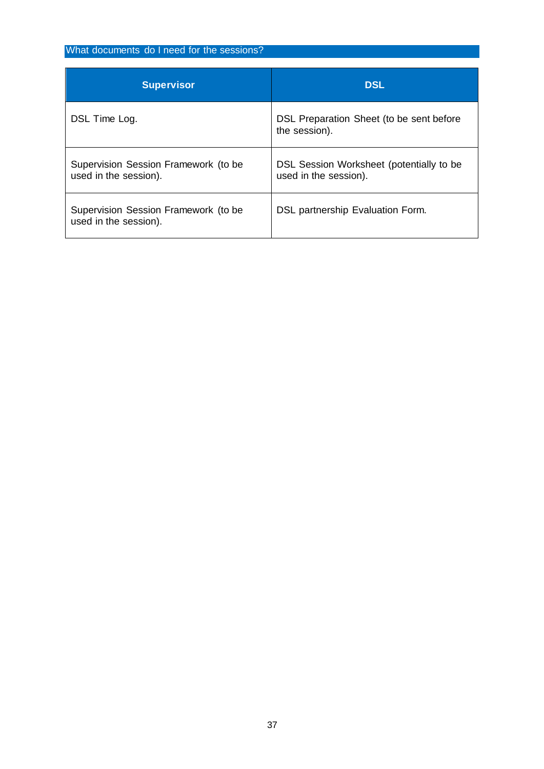## What documents do I need for the sessions?

| Supervisor | DSL |
|---|---|
| DSL Time Log. | DSL Preparation Sheet (to be sent before the session). |
| Supervision Session Framework (to be used in the session). | DSL Session Worksheet (potentially to be used in the session). |
| Supervision Session Framework (to be used in the session). | DSL partnership Evaluation Form. |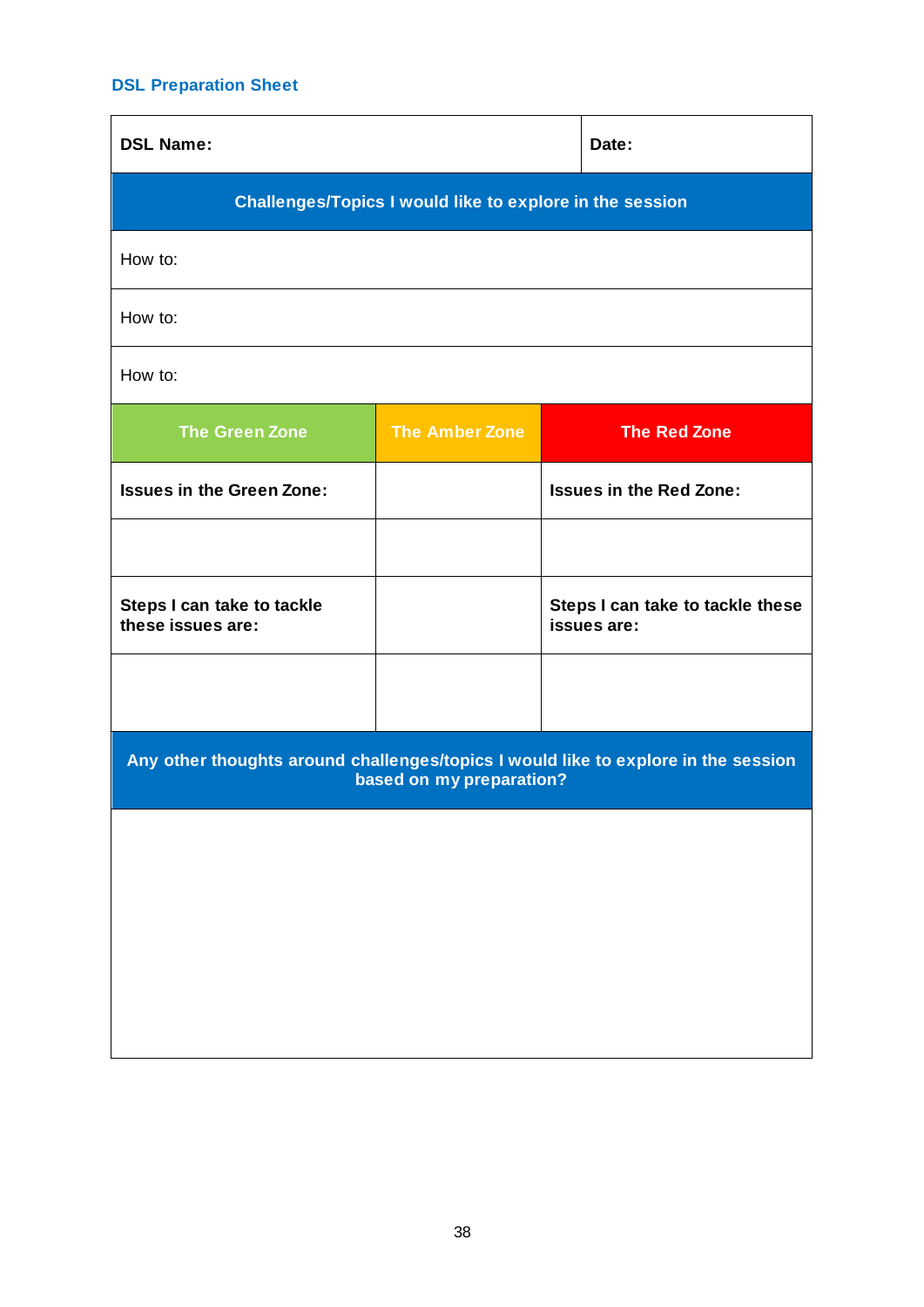## DSL Preparation Sheet

| DSL Name: | | Date: |
|---|---|---|
| **Challenges/Topics I would like to explore in the session** | | |
| How to: | | |
| How to: | | |
| How to: | | |
| **The Green Zone** | **The Amber Zone** | **The Red Zone** |
| **Issues in the Green Zone:** | | **Issues in the Red Zone:** |
| | | |
| **Steps I can take to tackle these issues are:** | | **Steps I can take to tackle these issues are:** |
| | | |
| **Any other thoughts around challenges/topics I would like to explore in the session based on my preparation?** | | |
| | | |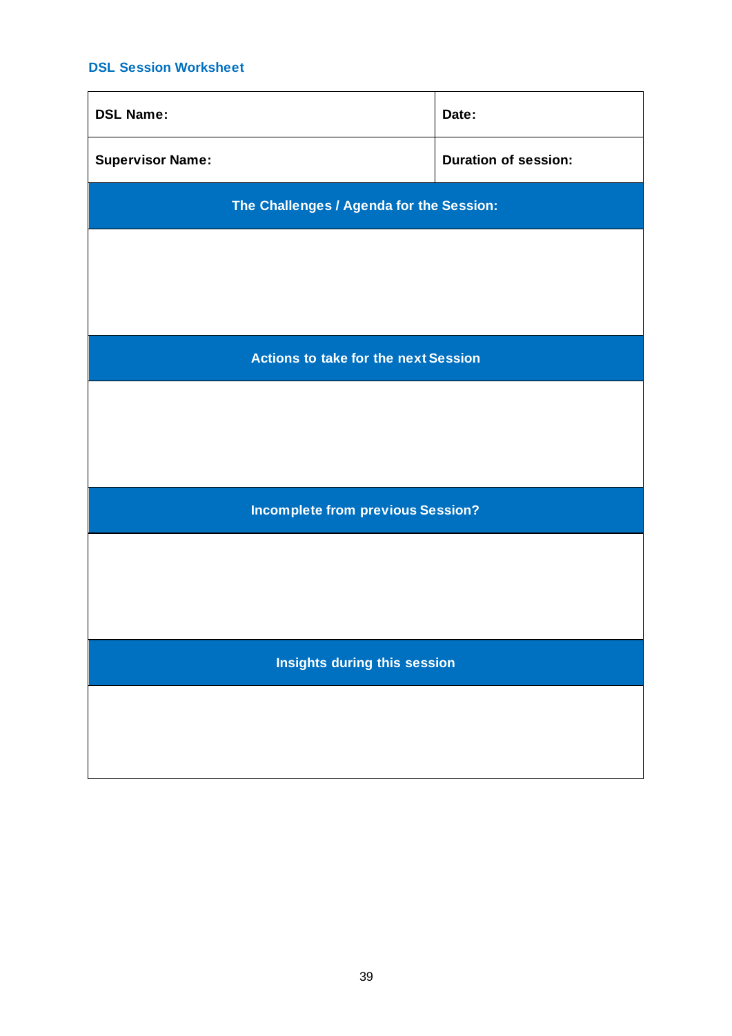### DSL Session Worksheet

| DSL Name: | Date: |
|---|---|
| **Supervisor Name:** | **Duration of session:** |
| **The Challenges / Agenda for the Session:** | |
| | |
| **Actions to take for the next Session** | |
| | |
| **Incomplete from previous Session?** | |
| | |
| **Insights during this session** | |
| | |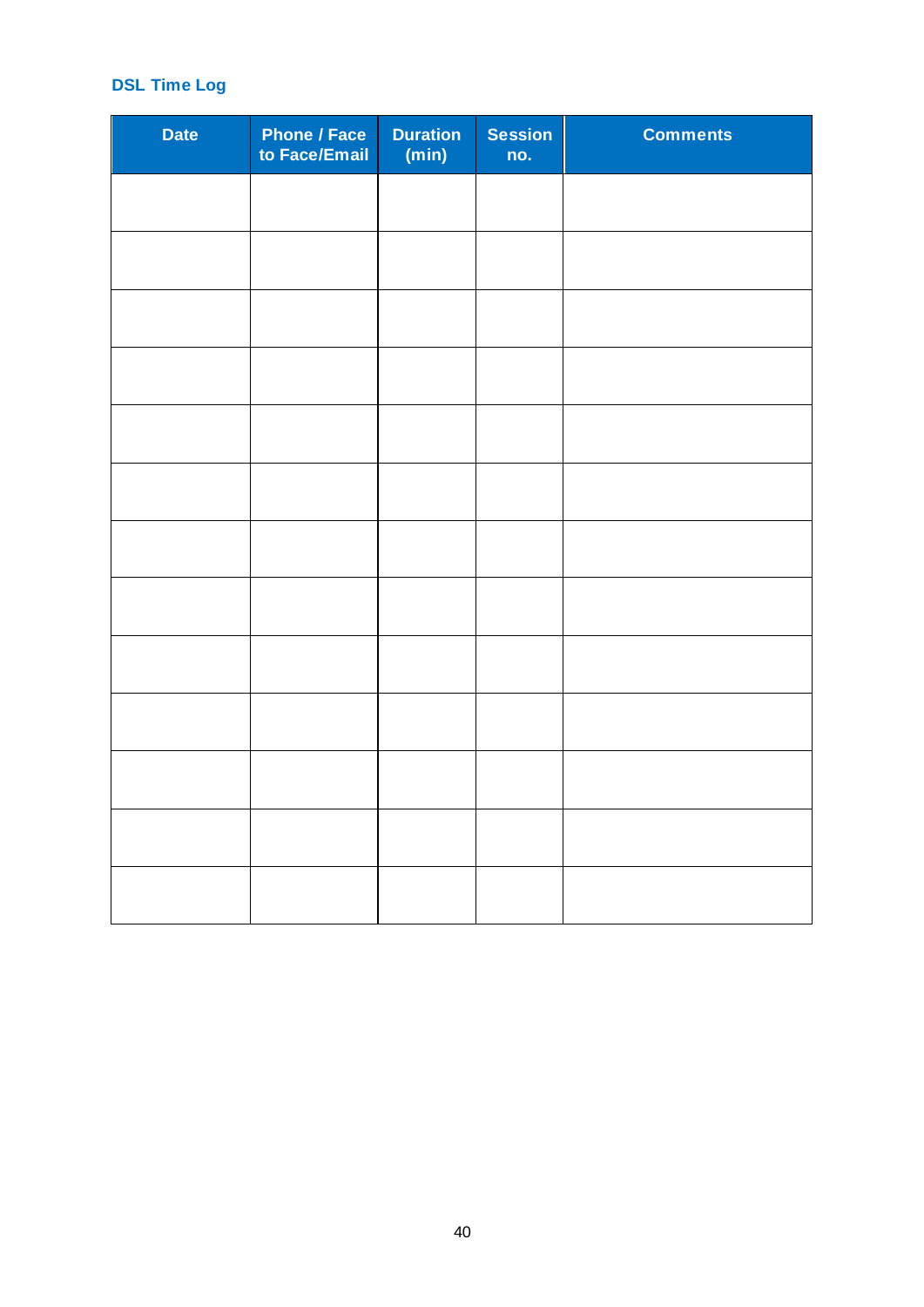## DSL Time Log

| Date | Phone / Face to Face/Email | Duration (min) | Session no. | Comments |
|---|---|---|---|---|
| | | | | |
| | | | | |
| | | | | |
| | | | | |
| | | | | |
| | | | | |
| | | | | |
| | | | | |
| | | | | |
| | | | | |
| | | | | |
| | | | | |
| | | | | |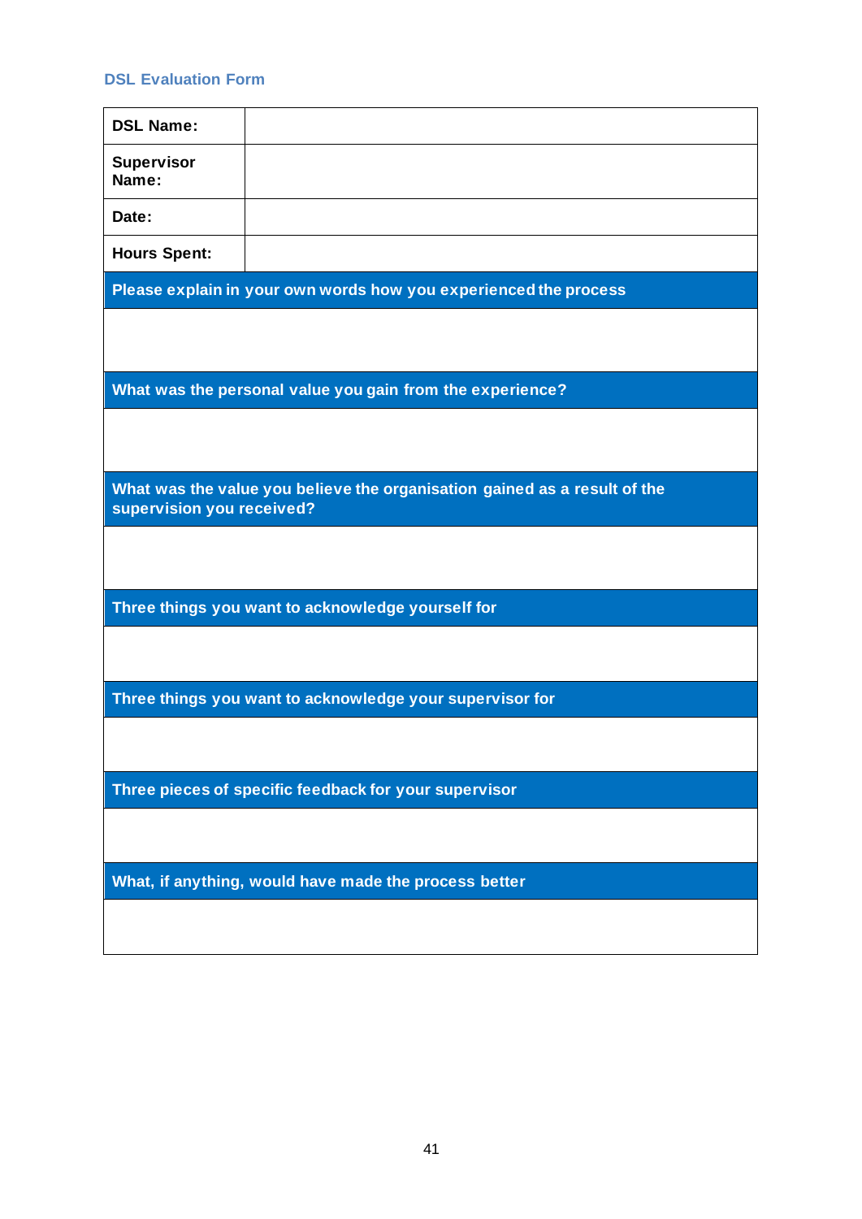### DSL Evaluation Form

| | |
|---|---|
| **DSL Name:** | |
| **Supervisor Name:** | |
| **Date:** | |
| **Hours Spent:** | |

| |
|---|
| **Please explain in your own words how you experienced the process** |
| |
| **What was the personal value you gain from the experience?** |
| |
| **What was the value you believe the organisation gained as a result of the supervision you received?** |
| |
| **Three things you want to acknowledge yourself for** |
| |
| **Three things you want to acknowledge your supervisor for** |
| |
| **Three pieces of specific feedback for your supervisor** |
| |
| **What, if anything, would have made the process better** |
| |